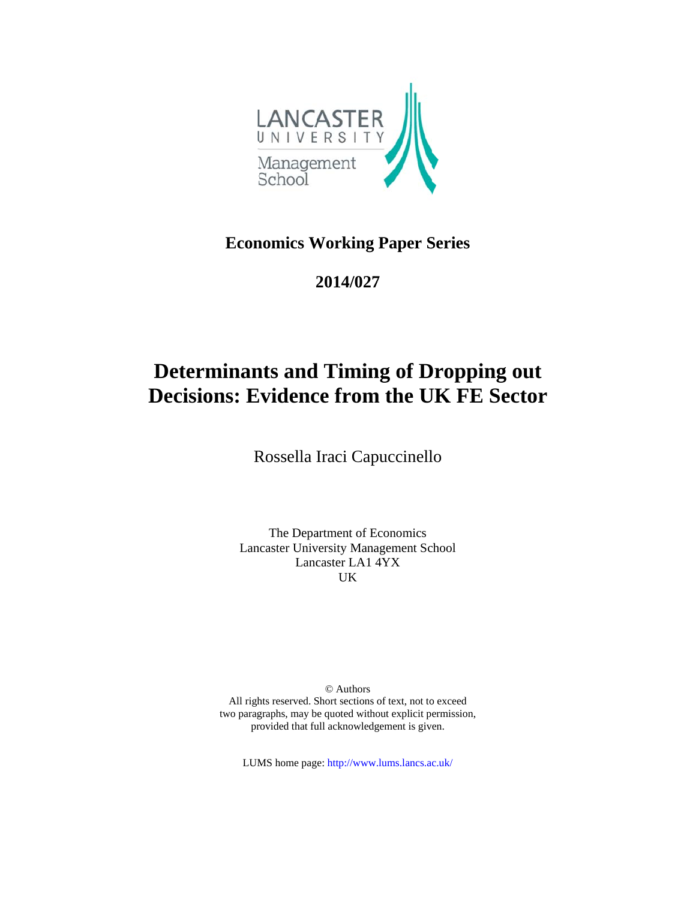LANCASTER UNIVERSITY

Management School

**Economics Working Paper Series**

**2014/027**

# Determinants and Timing of Dropping out Decisions: Evidence from the UK FE Sector

Rossella Iraci Capuccinello

The Department of Economics
Lancaster University Management School
Lancaster LA1 4YX
UK

© Authors
All rights reserved. Short sections of text, not to exceed two paragraphs, may be quoted without explicit permission, provided that full acknowledgement is given.

LUMS home page: http://www.lums.lancs.ac.uk/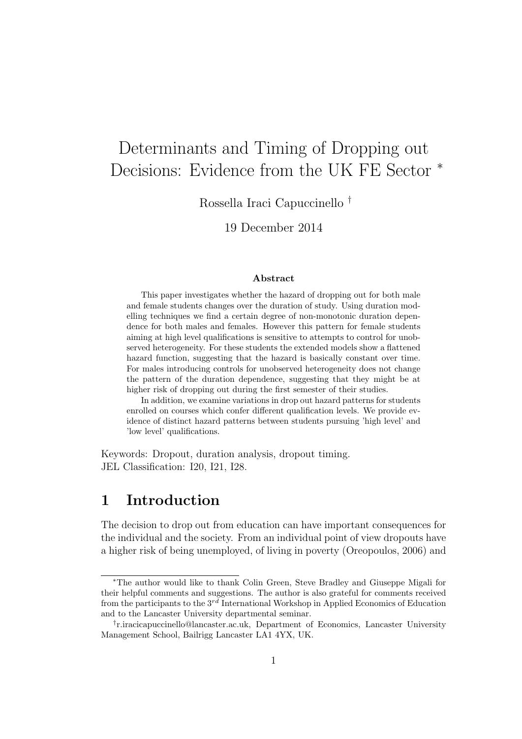# Determinants and Timing of Dropping out Decisions: Evidence from the UK FE Sector *

Rossella Iraci Capuccinello †

19 December 2014

**Abstract**

This paper investigates whether the hazard of dropping out for both male and female students changes over the duration of study. Using duration modelling techniques we find a certain degree of non-monotonic duration dependence for both males and females. However this pattern for female students aiming at high level qualifications is sensitive to attempts to control for unobserved heterogeneity. For these students the extended models show a flattened hazard function, suggesting that the hazard is basically constant over time. For males introducing controls for unobserved heterogeneity does not change the pattern of the duration dependence, suggesting that they might be at higher risk of dropping out during the first semester of their studies.

In addition, we examine variations in drop out hazard patterns for students enrolled on courses which confer different qualification levels. We provide evidence of distinct hazard patterns between students pursuing 'high level' and 'low level' qualifications.

Keywords: Dropout, duration analysis, dropout timing.
JEL Classification: I20, I21, I28.

## 1 Introduction

The decision to drop out from education can have important consequences for the individual and the society. From an individual point of view dropouts have a higher risk of being unemployed, of living in poverty (Oreopoulos, 2006) and

---

*The author would like to thank Colin Green, Steve Bradley and Giuseppe Migali for their helpful comments and suggestions. The author is also grateful for comments received from the participants to the $3^{rd}$ International Workshop in Applied Economics of Education and to the Lancaster University departmental seminar.

†r.iracicapuccinello@lancaster.ac.uk, Department of Economics, Lancaster University Management School, Bailrigg Lancaster LA1 4YX, UK.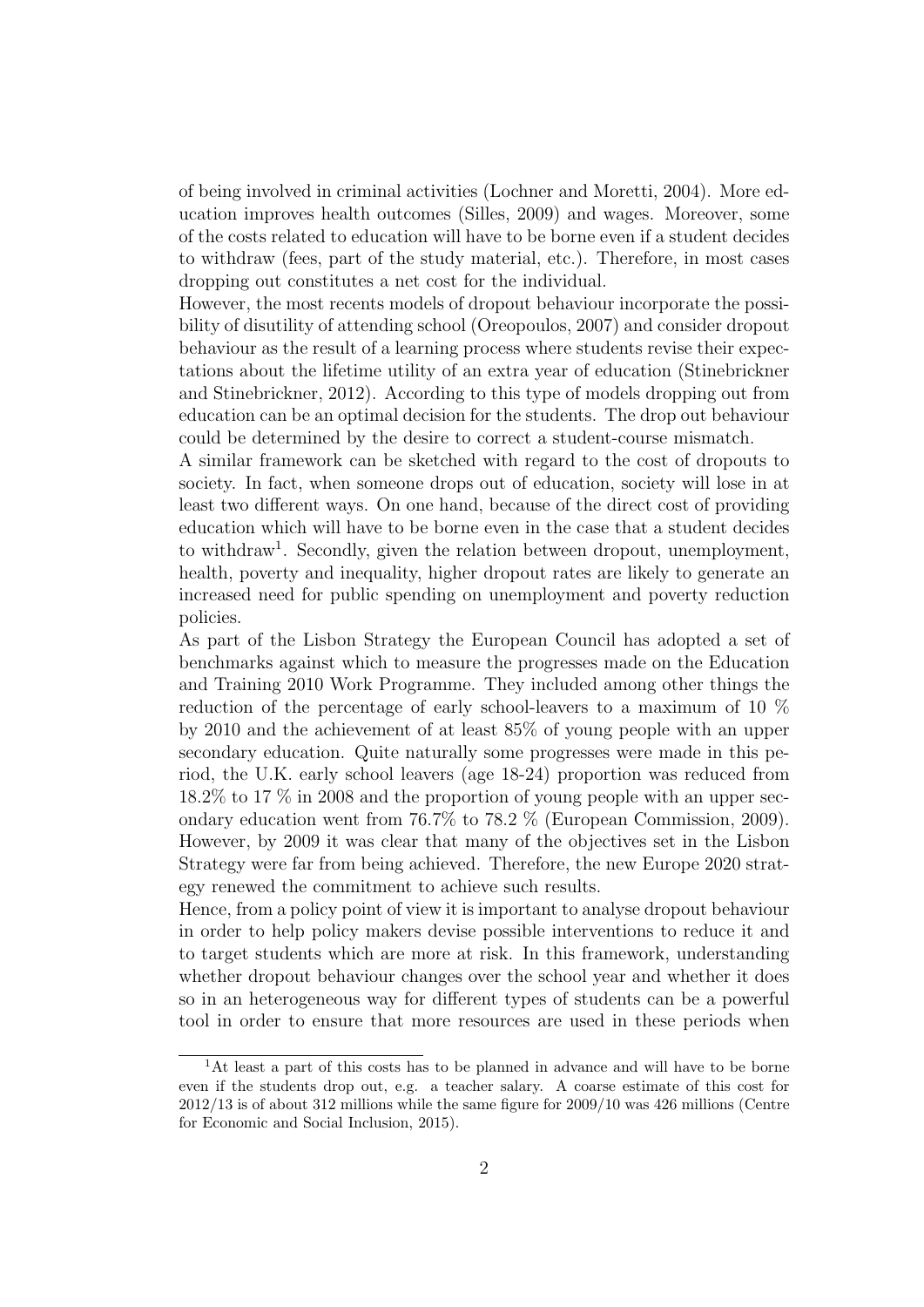of being involved in criminal activities (Lochner and Moretti, 2004). More education improves health outcomes (Silles, 2009) and wages. Moreover, some of the costs related to education will have to be borne even if a student decides to withdraw (fees, part of the study material, etc.). Therefore, in most cases dropping out constitutes a net cost for the individual.

However, the most recents models of dropout behaviour incorporate the possibility of disutility of attending school (Oreopoulos, 2007) and consider dropout behaviour as the result of a learning process where students revise their expectations about the lifetime utility of an extra year of education (Stinebrickner and Stinebrickner, 2012). According to this type of models dropping out from education can be an optimal decision for the students. The drop out behaviour could be determined by the desire to correct a student-course mismatch.

A similar framework can be sketched with regard to the cost of dropouts to society. In fact, when someone drops out of education, society will lose in at least two different ways. On one hand, because of the direct cost of providing education which will have to be borne even in the case that a student decides to withdraw[1]. Secondly, given the relation between dropout, unemployment, health, poverty and inequality, higher dropout rates are likely to generate an increased need for public spending on unemployment and poverty reduction policies.

As part of the Lisbon Strategy the European Council has adopted a set of benchmarks against which to measure the progresses made on the Education and Training 2010 Work Programme. They included among other things the reduction of the percentage of early school-leavers to a maximum of 10 % by 2010 and the achievement of at least 85% of young people with an upper secondary education. Quite naturally some progresses were made in this period, the U.K. early school leavers (age 18-24) proportion was reduced from 18.2% to 17 % in 2008 and the proportion of young people with an upper secondary education went from 76.7% to 78.2 % (European Commission, 2009). However, by 2009 it was clear that many of the objectives set in the Lisbon Strategy were far from being achieved. Therefore, the new Europe 2020 strategy renewed the commitment to achieve such results.

Hence, from a policy point of view it is important to analyse dropout behaviour in order to help policy makers devise possible interventions to reduce it and to target students which are more at risk. In this framework, understanding whether dropout behaviour changes over the school year and whether it does so in an heterogeneous way for different types of students can be a powerful tool in order to ensure that more resources are used in these periods when

[1] At least a part of this costs has to be planned in advance and will have to be borne even if the students drop out, e.g. a teacher salary. A coarse estimate of this cost for 2012/13 is of about 312 millions while the same figure for 2009/10 was 426 millions (Centre for Economic and Social Inclusion, 2015).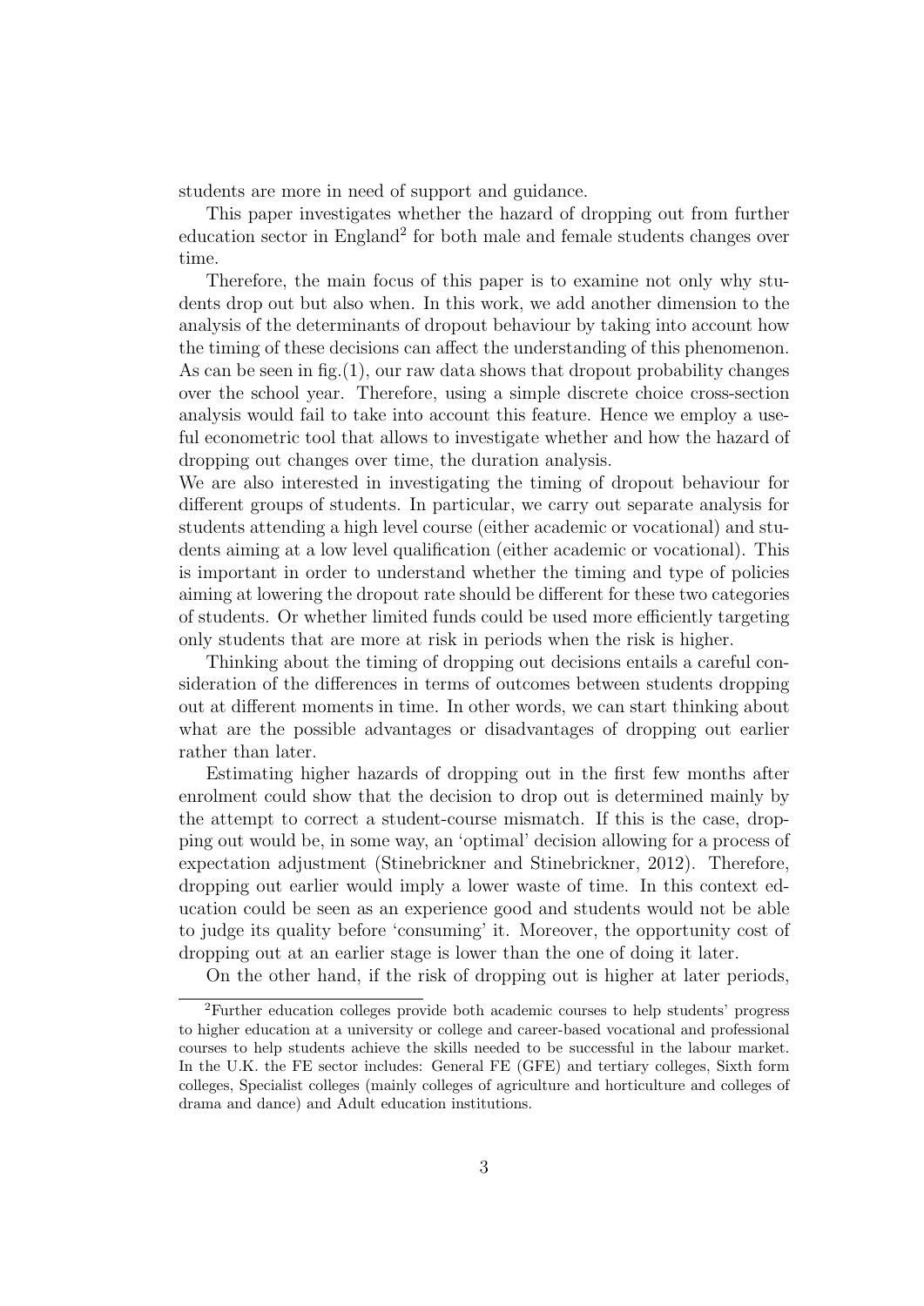students are more in need of support and guidance.

This paper investigates whether the hazard of dropping out from further education sector in England[2] for both male and female students changes over time.

Therefore, the main focus of this paper is to examine not only why students drop out but also when. In this work, we add another dimension to the analysis of the determinants of dropout behaviour by taking into account how the timing of these decisions can affect the understanding of this phenomenon. As can be seen in fig.(1), our raw data shows that dropout probability changes over the school year. Therefore, using a simple discrete choice cross-section analysis would fail to take into account this feature. Hence we employ a useful econometric tool that allows to investigate whether and how the hazard of dropping out changes over time, the duration analysis.

We are also interested in investigating the timing of dropout behaviour for different groups of students. In particular, we carry out separate analysis for students attending a high level course (either academic or vocational) and students aiming at a low level qualification (either academic or vocational). This is important in order to understand whether the timing and type of policies aiming at lowering the dropout rate should be different for these two categories of students. Or whether limited funds could be used more efficiently targeting only students that are more at risk in periods when the risk is higher.

Thinking about the timing of dropping out decisions entails a careful consideration of the differences in terms of outcomes between students dropping out at different moments in time. In other words, we can start thinking about what are the possible advantages or disadvantages of dropping out earlier rather than later.

Estimating higher hazards of dropping out in the first few months after enrolment could show that the decision to drop out is determined mainly by the attempt to correct a student-course mismatch. If this is the case, dropping out would be, in some way, an 'optimal' decision allowing for a process of expectation adjustment (Stinebrickner and Stinebrickner, 2012). Therefore, dropping out earlier would imply a lower waste of time. In this context education could be seen as an experience good and students would not be able to judge its quality before 'consuming' it. Moreover, the opportunity cost of dropping out at an earlier stage is lower than the one of doing it later.

On the other hand, if the risk of dropping out is higher at later periods,

[2] Further education colleges provide both academic courses to help students' progress to higher education at a university or college and career-based vocational and professional courses to help students achieve the skills needed to be successful in the labour market. In the U.K. the FE sector includes: General FE (GFE) and tertiary colleges, Sixth form colleges, Specialist colleges (mainly colleges of agriculture and horticulture and colleges of drama and dance) and Adult education institutions.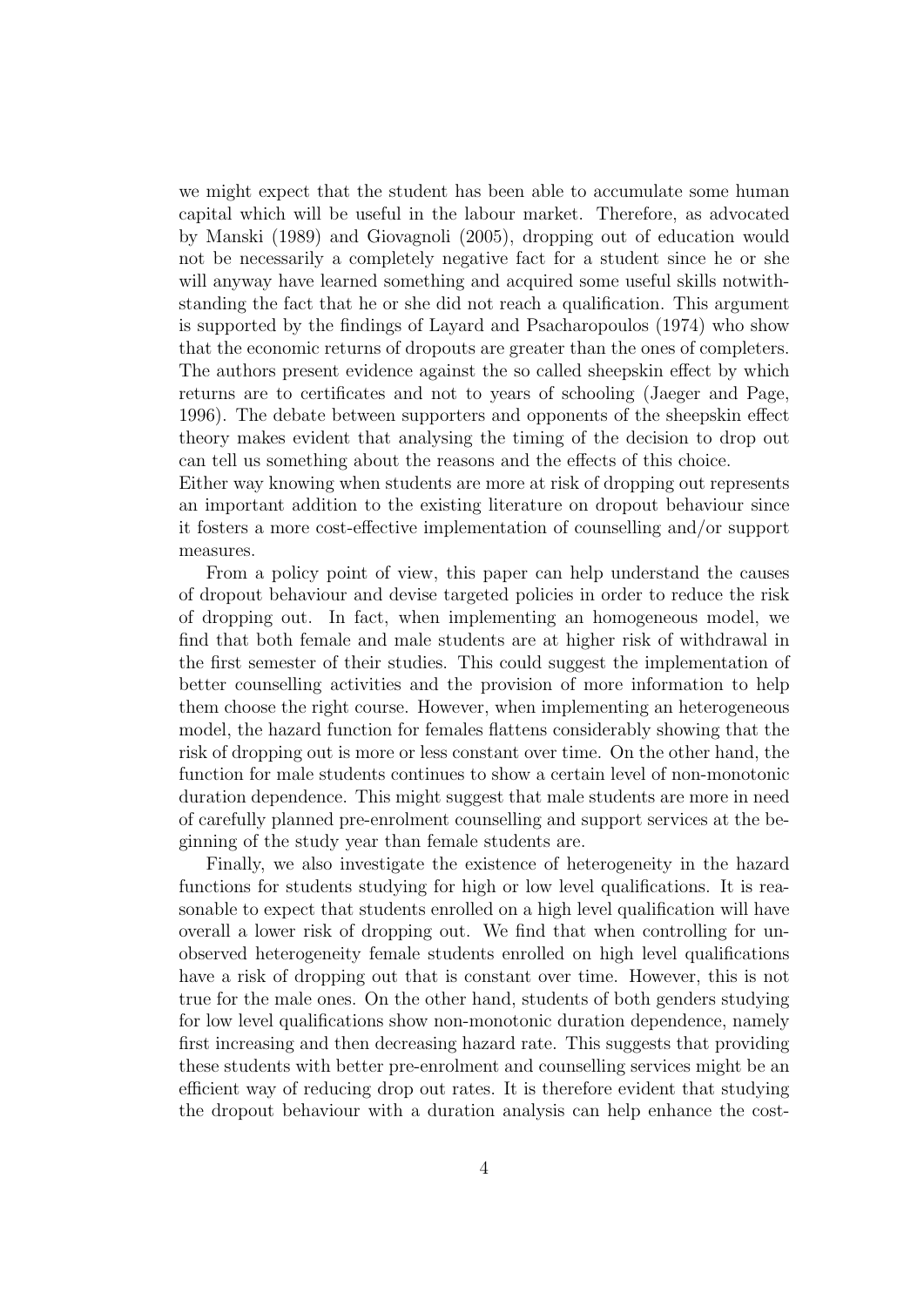we might expect that the student has been able to accumulate some human capital which will be useful in the labour market. Therefore, as advocated by Manski (1989) and Giovagnoli (2005), dropping out of education would not be necessarily a completely negative fact for a student since he or she will anyway have learned something and acquired some useful skills notwithstanding the fact that he or she did not reach a qualification. This argument is supported by the findings of Layard and Psacharopoulos (1974) who show that the economic returns of dropouts are greater than the ones of completers. The authors present evidence against the so called sheepskin effect by which returns are to certificates and not to years of schooling (Jaeger and Page, 1996). The debate between supporters and opponents of the sheepskin effect theory makes evident that analysing the timing of the decision to drop out can tell us something about the reasons and the effects of this choice.
Either way knowing when students are more at risk of dropping out represents an important addition to the existing literature on dropout behaviour since it fosters a more cost-effective implementation of counselling and/or support measures.

From a policy point of view, this paper can help understand the causes of dropout behaviour and devise targeted policies in order to reduce the risk of dropping out. In fact, when implementing an homogeneous model, we find that both female and male students are at higher risk of withdrawal in the first semester of their studies. This could suggest the implementation of better counselling activities and the provision of more information to help them choose the right course. However, when implementing an heterogeneous model, the hazard function for females flattens considerably showing that the risk of dropping out is more or less constant over time. On the other hand, the function for male students continues to show a certain level of non-monotonic duration dependence. This might suggest that male students are more in need of carefully planned pre-enrolment counselling and support services at the beginning of the study year than female students are.

Finally, we also investigate the existence of heterogeneity in the hazard functions for students studying for high or low level qualifications. It is reasonable to expect that students enrolled on a high level qualification will have overall a lower risk of dropping out. We find that when controlling for unobserved heterogeneity female students enrolled on high level qualifications have a risk of dropping out that is constant over time. However, this is not true for the male ones. On the other hand, students of both genders studying for low level qualifications show non-monotonic duration dependence, namely first increasing and then decreasing hazard rate. This suggests that providing these students with better pre-enrolment and counselling services might be an efficient way of reducing drop out rates. It is therefore evident that studying the dropout behaviour with a duration analysis can help enhance the cost-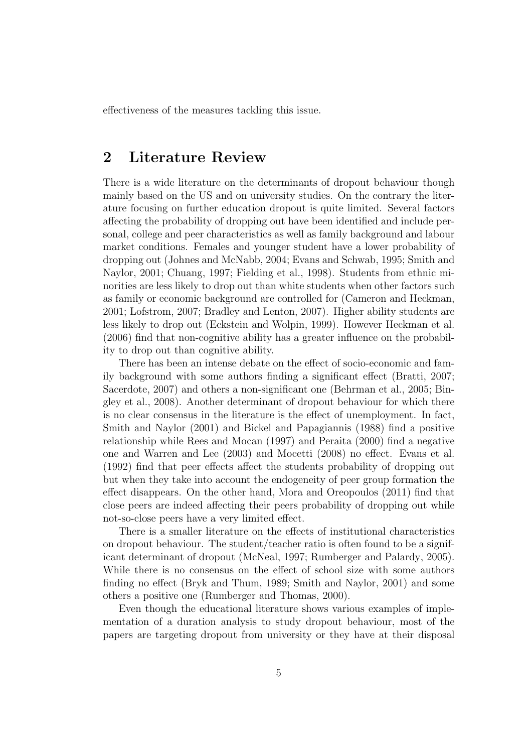effectiveness of the measures tackling this issue.

## 2 Literature Review

There is a wide literature on the determinants of dropout behaviour though mainly based on the US and on university studies. On the contrary the literature focusing on further education dropout is quite limited. Several factors affecting the probability of dropping out have been identified and include personal, college and peer characteristics as well as family background and labour market conditions. Females and younger student have a lower probability of dropping out (Johnes and McNabb, 2004; Evans and Schwab, 1995; Smith and Naylor, 2001; Chuang, 1997; Fielding et al., 1998). Students from ethnic minorities are less likely to drop out than white students when other factors such as family or economic background are controlled for (Cameron and Heckman, 2001; Lofstrom, 2007; Bradley and Lenton, 2007). Higher ability students are less likely to drop out (Eckstein and Wolpin, 1999). However Heckman et al. (2006) find that non-cognitive ability has a greater influence on the probability to drop out than cognitive ability.

There has been an intense debate on the effect of socio-economic and family background with some authors finding a significant effect (Bratti, 2007; Sacerdote, 2007) and others a non-significant one (Behrman et al., 2005; Bingley et al., 2008). Another determinant of dropout behaviour for which there is no clear consensus in the literature is the effect of unemployment. In fact, Smith and Naylor (2001) and Bickel and Papagiannis (1988) find a positive relationship while Rees and Mocan (1997) and Peraita (2000) find a negative one and Warren and Lee (2003) and Mocetti (2008) no effect. Evans et al. (1992) find that peer effects affect the students probability of dropping out but when they take into account the endogeneity of peer group formation the effect disappears. On the other hand, Mora and Oreopoulos (2011) find that close peers are indeed affecting their peers probability of dropping out while not-so-close peers have a very limited effect.

There is a smaller literature on the effects of institutional characteristics on dropout behaviour. The student/teacher ratio is often found to be a significant determinant of dropout (McNeal, 1997; Rumberger and Palardy, 2005). While there is no consensus on the effect of school size with some authors finding no effect (Bryk and Thum, 1989; Smith and Naylor, 2001) and some others a positive one (Rumberger and Thomas, 2000).

Even though the educational literature shows various examples of implementation of a duration analysis to study dropout behaviour, most of the papers are targeting dropout from university or they have at their disposal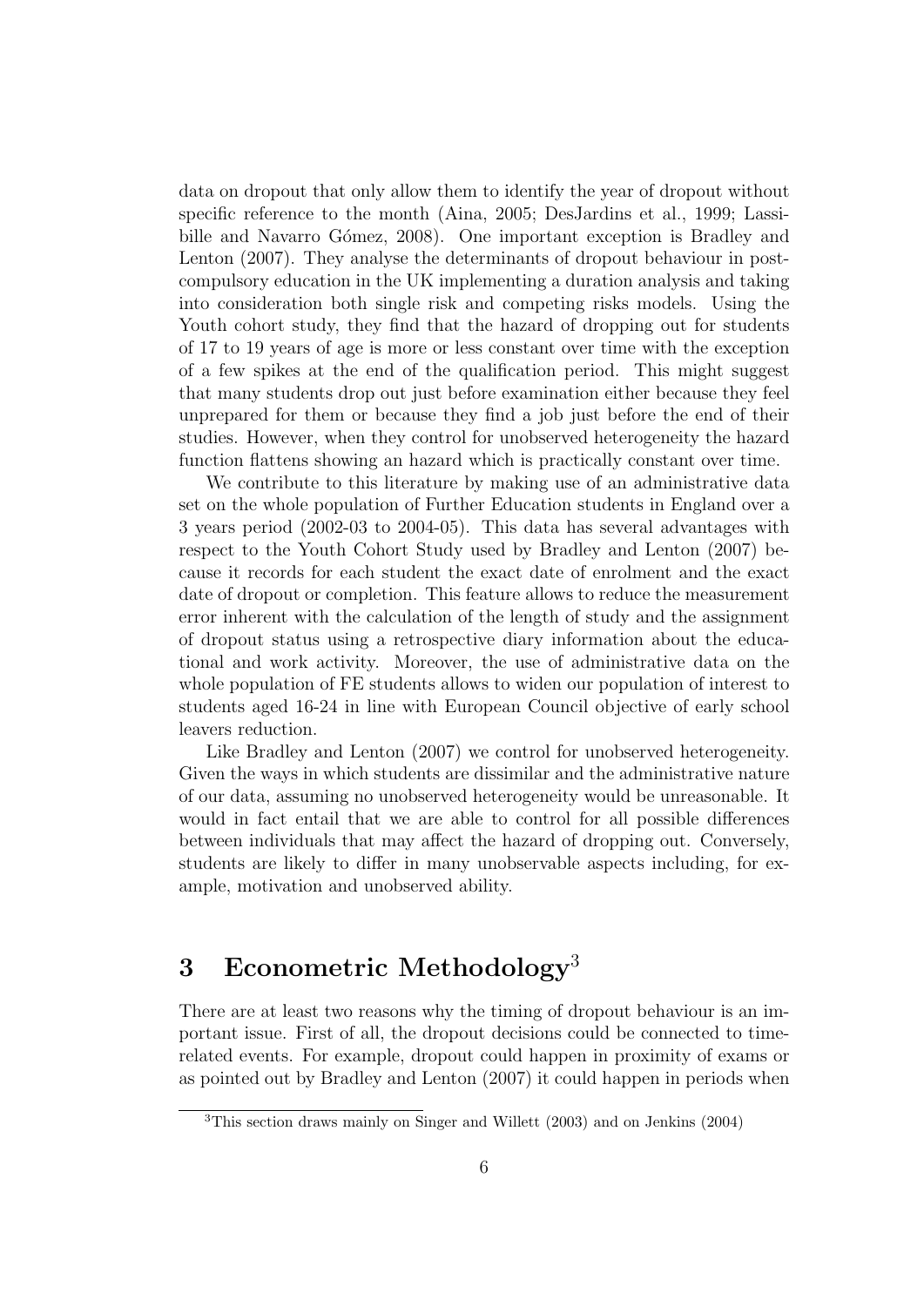data on dropout that only allow them to identify the year of dropout without specific reference to the month (Aina, 2005; DesJardins et al., 1999; Lassibille and Navarro Gómez, 2008). One important exception is Bradley and Lenton (2007). They analyse the determinants of dropout behaviour in post-compulsory education in the UK implementing a duration analysis and taking into consideration both single risk and competing risks models. Using the Youth cohort study, they find that the hazard of dropping out for students of 17 to 19 years of age is more or less constant over time with the exception of a few spikes at the end of the qualification period. This might suggest that many students drop out just before examination either because they feel unprepared for them or because they find a job just before the end of their studies. However, when they control for unobserved heterogeneity the hazard function flattens showing an hazard which is practically constant over time.

We contribute to this literature by making use of an administrative data set on the whole population of Further Education students in England over a 3 years period (2002-03 to 2004-05). This data has several advantages with respect to the Youth Cohort Study used by Bradley and Lenton (2007) because it records for each student the exact date of enrolment and the exact date of dropout or completion. This feature allows to reduce the measurement error inherent with the calculation of the length of study and the assignment of dropout status using a retrospective diary information about the educational and work activity. Moreover, the use of administrative data on the whole population of FE students allows to widen our population of interest to students aged 16-24 in line with European Council objective of early school leavers reduction.

Like Bradley and Lenton (2007) we control for unobserved heterogeneity. Given the ways in which students are dissimilar and the administrative nature of our data, assuming no unobserved heterogeneity would be unreasonable. It would in fact entail that we are able to control for all possible differences between individuals that may affect the hazard of dropping out. Conversely, students are likely to differ in many unobservable aspects including, for example, motivation and unobserved ability.

# 3 Econometric Methodology[3]

There are at least two reasons why the timing of dropout behaviour is an important issue. First of all, the dropout decisions could be connected to time-related events. For example, dropout could happen in proximity of exams or as pointed out by Bradley and Lenton (2007) it could happen in periods when

[3] This section draws mainly on Singer and Willett (2003) and on Jenkins (2004)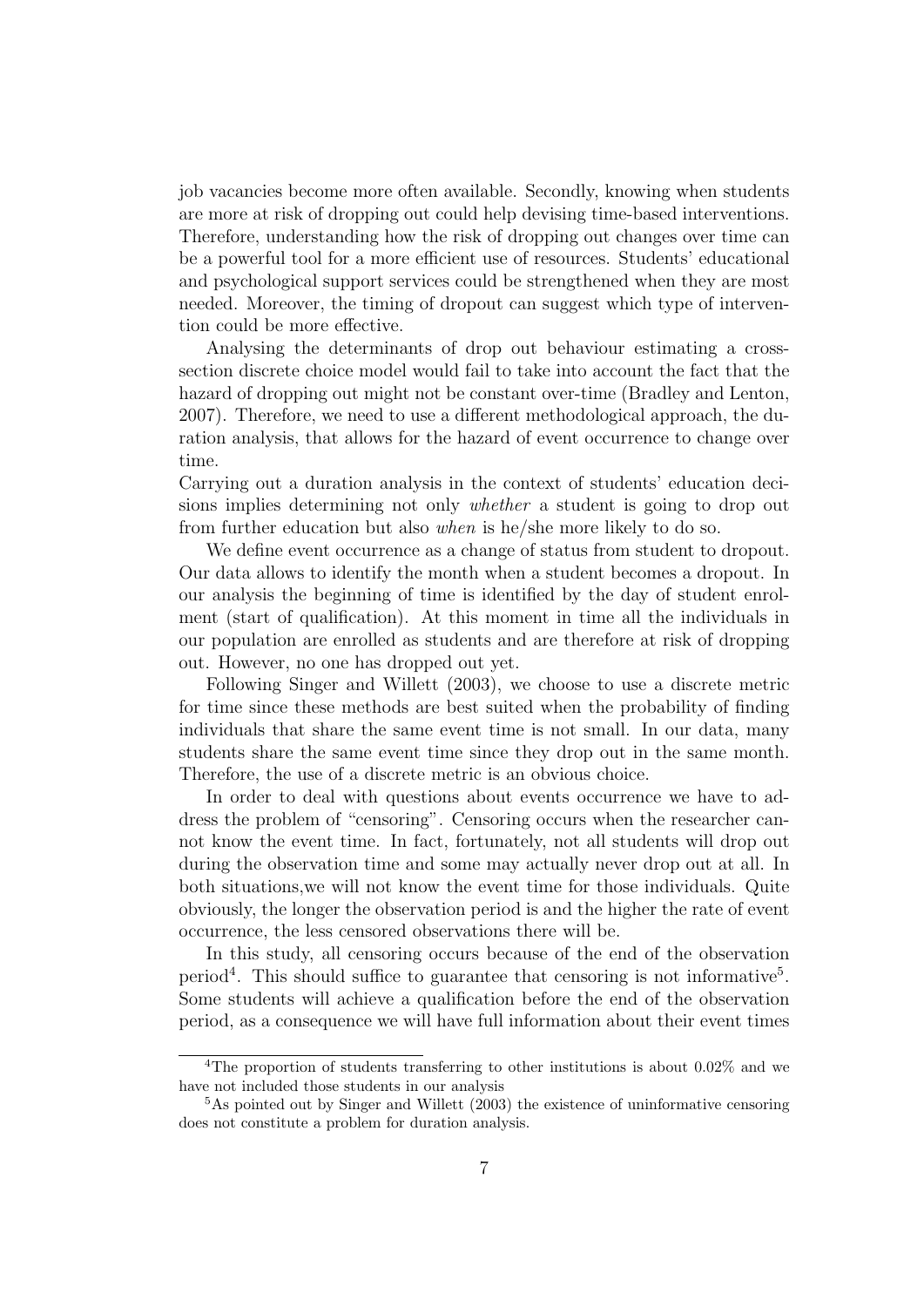job vacancies become more often available. Secondly, knowing when students are more at risk of dropping out could help devising time-based interventions. Therefore, understanding how the risk of dropping out changes over time can be a powerful tool for a more efficient use of resources. Students' educational and psychological support services could be strengthened when they are most needed. Moreover, the timing of dropout can suggest which type of intervention could be more effective.

Analysing the determinants of drop out behaviour estimating a cross-section discrete choice model would fail to take into account the fact that the hazard of dropping out might not be constant over-time (Bradley and Lenton, 2007). Therefore, we need to use a different methodological approach, the duration analysis, that allows for the hazard of event occurrence to change over time.

Carrying out a duration analysis in the context of students' education decisions implies determining not only *whether* a student is going to drop out from further education but also *when* is he/she more likely to do so.

We define event occurrence as a change of status from student to dropout. Our data allows to identify the month when a student becomes a dropout. In our analysis the beginning of time is identified by the day of student enrolment (start of qualification). At this moment in time all the individuals in our population are enrolled as students and are therefore at risk of dropping out. However, no one has dropped out yet.

Following Singer and Willett (2003), we choose to use a discrete metric for time since these methods are best suited when the probability of finding individuals that share the same event time is not small. In our data, many students share the same event time since they drop out in the same month. Therefore, the use of a discrete metric is an obvious choice.

In order to deal with questions about events occurrence we have to address the problem of "censoring". Censoring occurs when the researcher cannot know the event time. In fact, fortunately, not all students will drop out during the observation time and some may actually never drop out at all. In both situations,we will not know the event time for those individuals. Quite obviously, the longer the observation period is and the higher the rate of event occurrence, the less censored observations there will be.

In this study, all censoring occurs because of the end of the observation period[4]. This should suffice to guarantee that censoring is not informative[5]. Some students will achieve a qualification before the end of the observation period, as a consequence we will have full information about their event times

[4] The proportion of students transferring to other institutions is about 0.02% and we have not included those students in our analysis

[5] As pointed out by Singer and Willett (2003) the existence of uninformative censoring does not constitute a problem for duration analysis.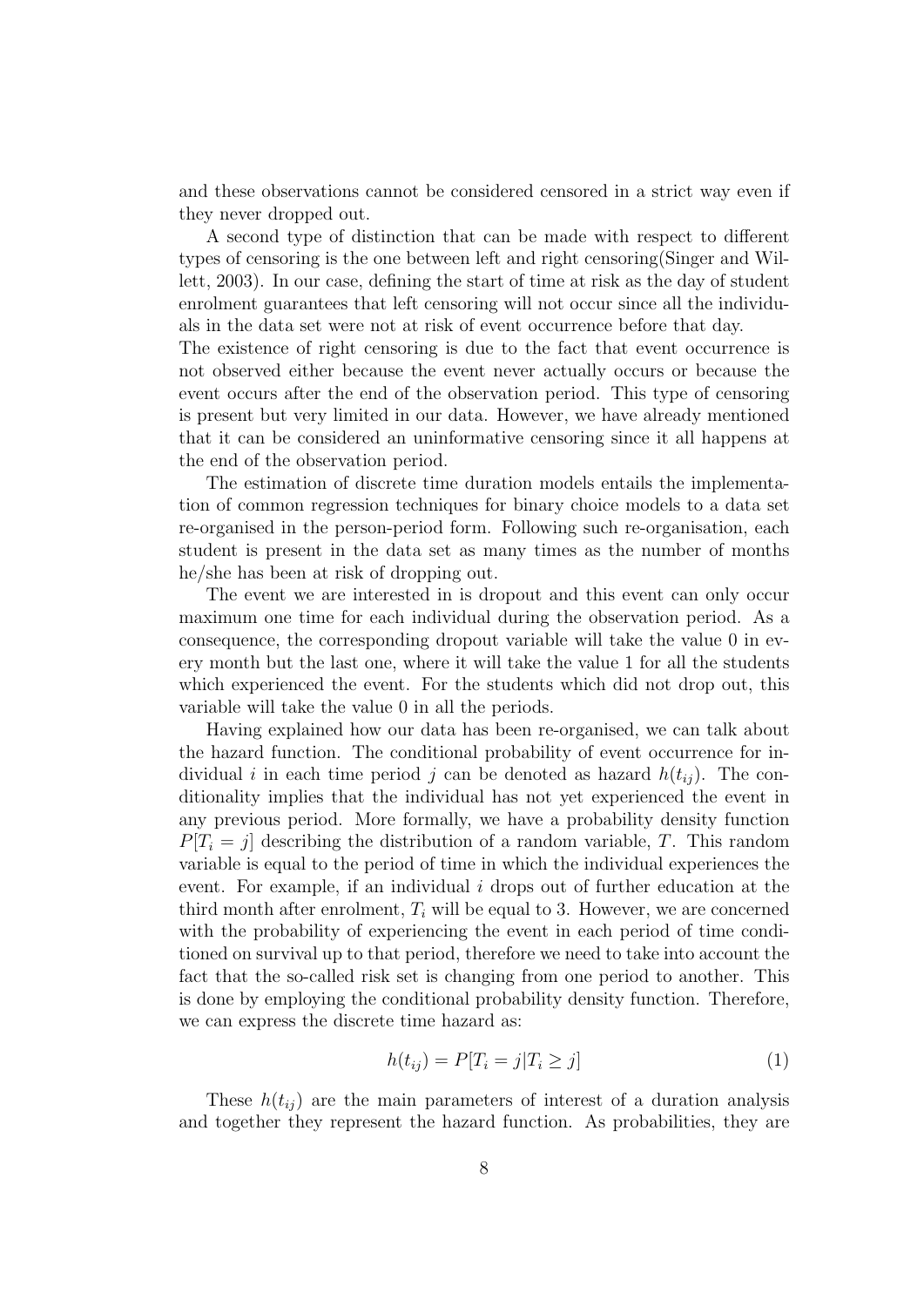and these observations cannot be considered censored in a strict way even if they never dropped out.

A second type of distinction that can be made with respect to different types of censoring is the one between left and right censoring(Singer and Willett, 2003). In our case, defining the start of time at risk as the day of student enrolment guarantees that left censoring will not occur since all the individuals in the data set were not at risk of event occurrence before that day.
The existence of right censoring is due to the fact that event occurrence is not observed either because the event never actually occurs or because the event occurs after the end of the observation period. This type of censoring is present but very limited in our data. However, we have already mentioned that it can be considered an uninformative censoring since it all happens at the end of the observation period.

The estimation of discrete time duration models entails the implementation of common regression techniques for binary choice models to a data set re-organised in the person-period form. Following such re-organisation, each student is present in the data set as many times as the number of months he/she has been at risk of dropping out.

The event we are interested in is dropout and this event can only occur maximum one time for each individual during the observation period. As a consequence, the corresponding dropout variable will take the value 0 in every month but the last one, where it will take the value 1 for all the students which experienced the event. For the students which did not drop out, this variable will take the value 0 in all the periods.

Having explained how our data has been re-organised, we can talk about the hazard function. The conditional probability of event occurrence for individual $i$ in each time period $j$ can be denoted as hazard $h(t_{ij})$. The conditionality implies that the individual has not yet experienced the event in any previous period. More formally, we have a probability density function $P[T_i = j]$ describing the distribution of a random variable, $T$. This random variable is equal to the period of time in which the individual experiences the event. For example, if an individual $i$ drops out of further education at the third month after enrolment, $T_i$ will be equal to 3. However, we are concerned with the probability of experiencing the event in each period of time conditioned on survival up to that period, therefore we need to take into account the fact that the so-called risk set is changing from one period to another. This is done by employing the conditional probability density function. Therefore, we can express the discrete time hazard as:

$$h(t_{ij}) = P[T_i = j | T_i \geq j] \tag{1}$$

These $h(t_{ij})$ are the main parameters of interest of a duration analysis and together they represent the hazard function. As probabilities, they are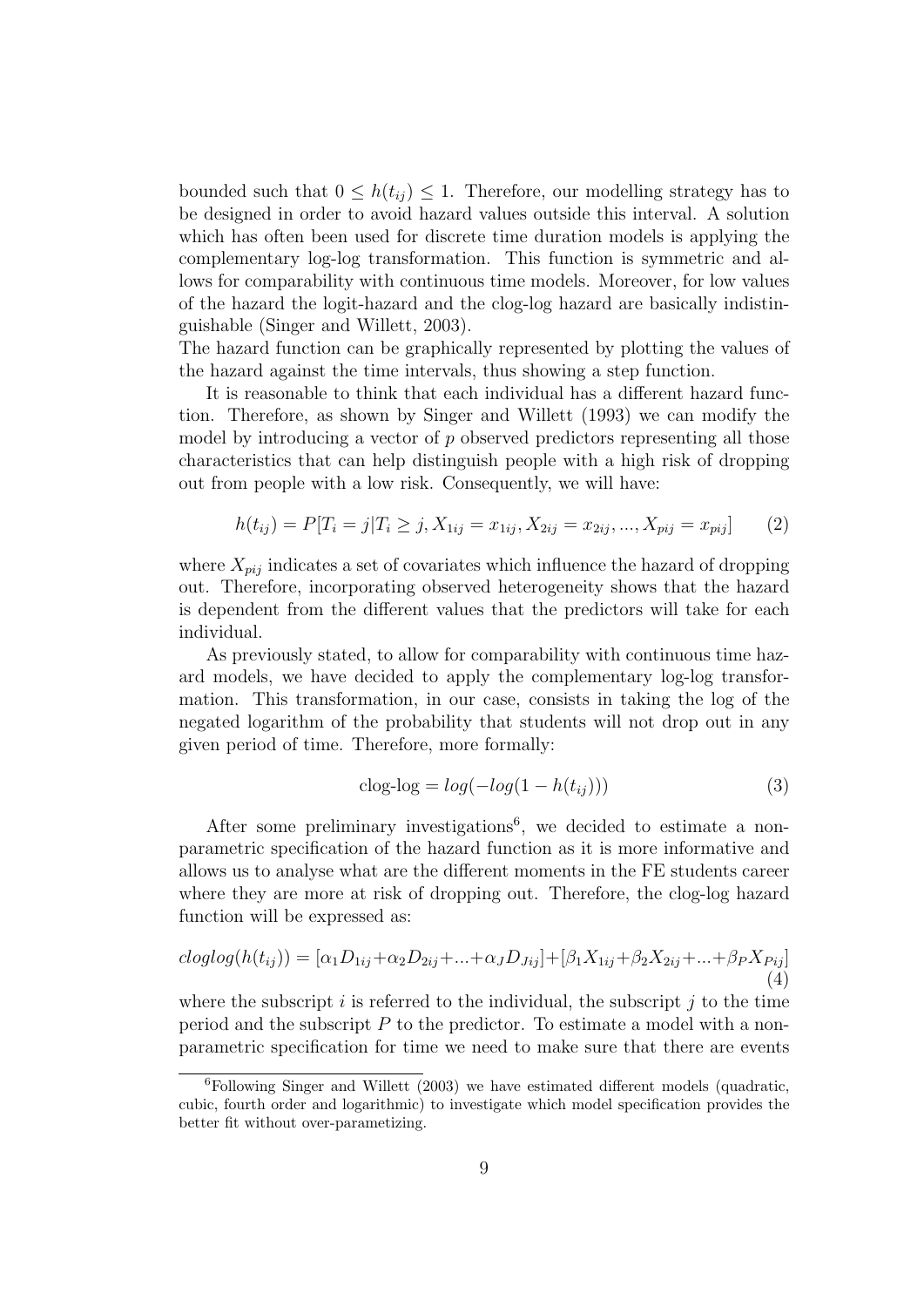bounded such that $0 \leq h(t_{ij}) \leq 1$. Therefore, our modelling strategy has to be designed in order to avoid hazard values outside this interval. A solution which has often been used for discrete time duration models is applying the complementary log-log transformation. This function is symmetric and allows for comparability with continuous time models. Moreover, for low values of the hazard the logit-hazard and the clog-log hazard are basically indistinguishable (Singer and Willett, 2003).
The hazard function can be graphically represented by plotting the values of the hazard against the time intervals, thus showing a step function.

It is reasonable to think that each individual has a different hazard function. Therefore, as shown by Singer and Willett (1993) we can modify the model by introducing a vector of $p$ observed predictors representing all those characteristics that can help distinguish people with a high risk of dropping out from people with a low risk. Consequently, we will have:

$$h(t_{ij}) = P[T_i = j | T_i \geq j, X_{1ij} = x_{1ij}, X_{2ij} = x_{2ij}, ..., X_{pij} = x_{pij}] \qquad (2)$$

where $X_{pij}$ indicates a set of covariates which influence the hazard of dropping out. Therefore, incorporating observed heterogeneity shows that the hazard is dependent from the different values that the predictors will take for each individual.

As previously stated, to allow for comparability with continuous time hazard models, we have decided to apply the complementary log-log transformation. This transformation, in our case, consists in taking the log of the negated logarithm of the probability that students will not drop out in any given period of time. Therefore, more formally:

$$\text{clog-log} = log(-log(1 - h(t_{ij}))) \qquad (3)$$

After some preliminary investigations[6], we decided to estimate a non-parametric specification of the hazard function as it is more informative and allows us to analyse what are the different moments in the FE students career where they are more at risk of dropping out. Therefore, the clog-log hazard function will be expressed as:

$$cloglog(h(t_{ij})) = [\alpha_1 D_{1ij} + \alpha_2 D_{2ij} + ... + \alpha_J D_{Jij}] + [\beta_1 X_{1ij} + \beta_2 X_{2ij} + ... + \beta_P X_{Pij}] \qquad (4)$$

where the subscript $i$ is referred to the individual, the subscript $j$ to the time period and the subscript $P$ to the predictor. To estimate a model with a non-parametric specification for time we need to make sure that there are events

[6]Following Singer and Willett (2003) we have estimated different models (quadratic, cubic, fourth order and logarithmic) to investigate which model specification provides the better fit without over-parametizing.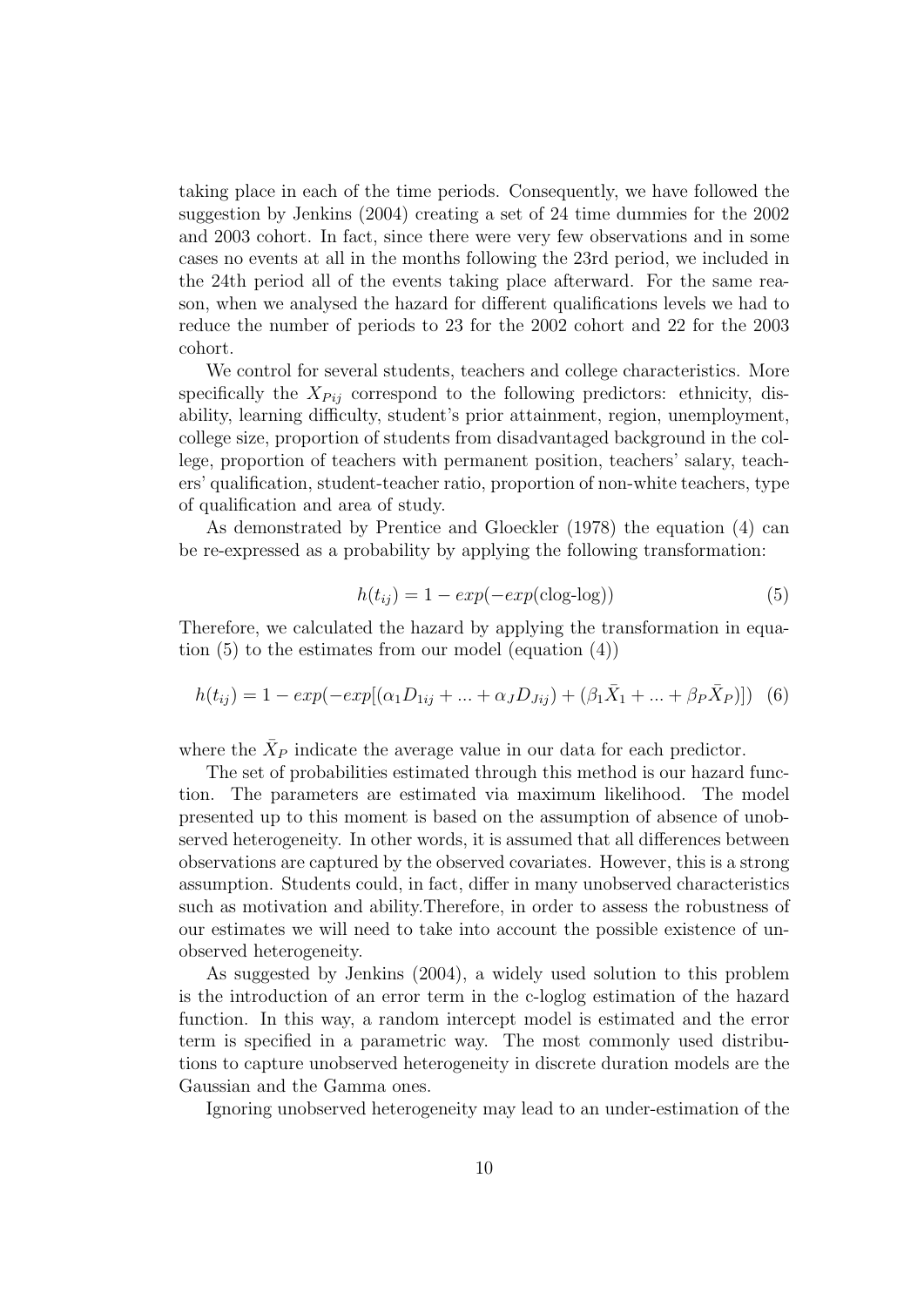taking place in each of the time periods. Consequently, we have followed the suggestion by Jenkins (2004) creating a set of 24 time dummies for the 2002 and 2003 cohort. In fact, since there were very few observations and in some cases no events at all in the months following the 23rd period, we included in the 24th period all of the events taking place afterward. For the same reason, when we analysed the hazard for different qualifications levels we had to reduce the number of periods to 23 for the 2002 cohort and 22 for the 2003 cohort.

We control for several students, teachers and college characteristics. More specifically the $X_{Pij}$ correspond to the following predictors: ethnicity, disability, learning difficulty, student's prior attainment, region, unemployment, college size, proportion of students from disadvantaged background in the college, proportion of teachers with permanent position, teachers' salary, teachers' qualification, student-teacher ratio, proportion of non-white teachers, type of qualification and area of study.

As demonstrated by Prentice and Gloeckler (1978) the equation (4) can be re-expressed as a probability by applying the following transformation:

$$h(t_{ij}) = 1 - exp(-exp(\text{clog-log})) \tag{5}$$

Therefore, we calculated the hazard by applying the transformation in equation (5) to the estimates from our model (equation (4))

$$h(t_{ij}) = 1 - exp(-exp[(\alpha_1 D_{1ij} + ... + \alpha_J D_{Jij}) + (\beta_1 \bar{X}_1 + ... + \beta_P \bar{X}_P)]) \tag{6}$$

where the $\bar{X}_P$ indicate the average value in our data for each predictor.

The set of probabilities estimated through this method is our hazard function. The parameters are estimated via maximum likelihood. The model presented up to this moment is based on the assumption of absence of unobserved heterogeneity. In other words, it is assumed that all differences between observations are captured by the observed covariates. However, this is a strong assumption. Students could, in fact, differ in many unobserved characteristics such as motivation and ability.Therefore, in order to assess the robustness of our estimates we will need to take into account the possible existence of unobserved heterogeneity.

As suggested by Jenkins (2004), a widely used solution to this problem is the introduction of an error term in the c-loglog estimation of the hazard function. In this way, a random intercept model is estimated and the error term is specified in a parametric way. The most commonly used distributions to capture unobserved heterogeneity in discrete duration models are the Gaussian and the Gamma ones.

Ignoring unobserved heterogeneity may lead to an under-estimation of the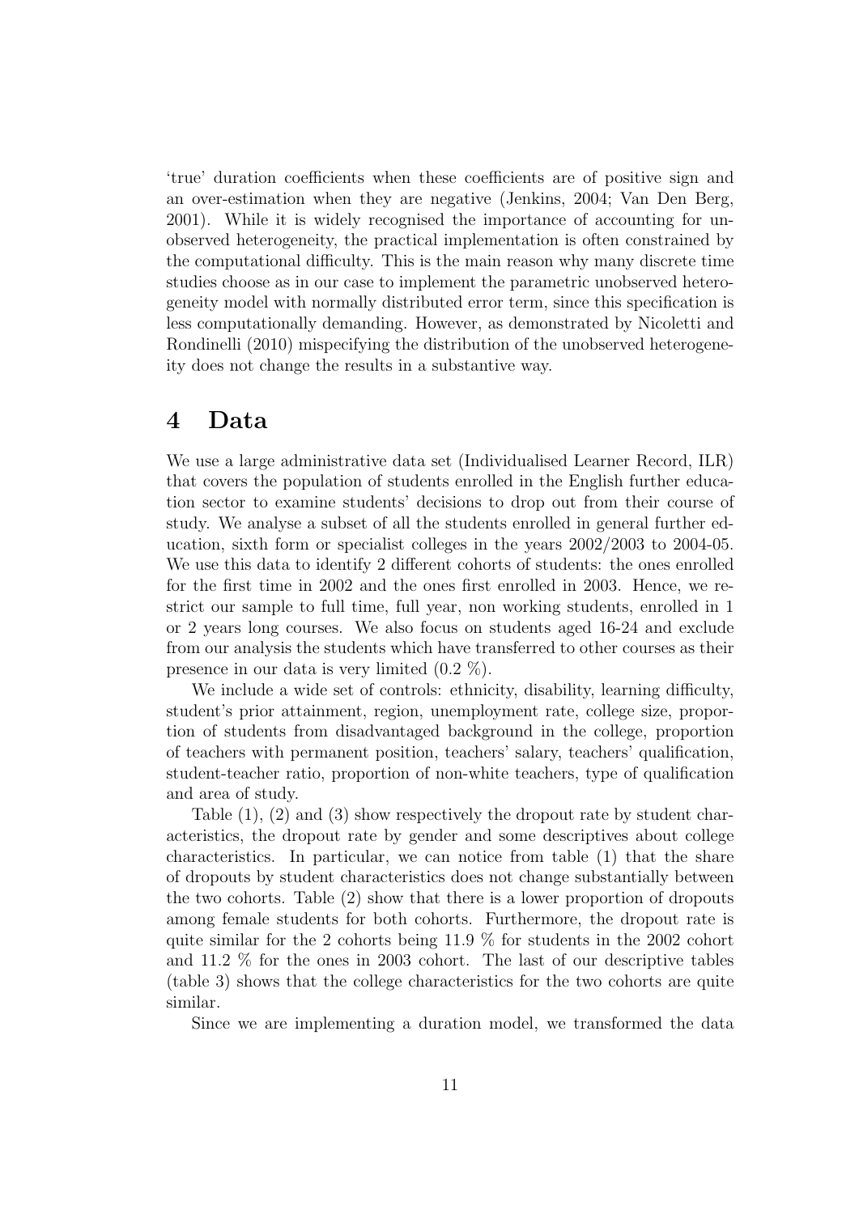'true' duration coefficients when these coefficients are of positive sign and an over-estimation when they are negative (Jenkins, 2004; Van Den Berg, 2001). While it is widely recognised the importance of accounting for unobserved heterogeneity, the practical implementation is often constrained by the computational difficulty. This is the main reason why many discrete time studies choose as in our case to implement the parametric unobserved heterogeneity model with normally distributed error term, since this specification is less computationally demanding. However, as demonstrated by Nicoletti and Rondinelli (2010) mispecifying the distribution of the unobserved heterogeneity does not change the results in a substantive way.

# 4 Data

We use a large administrative data set (Individualised Learner Record, ILR) that covers the population of students enrolled in the English further education sector to examine students' decisions to drop out from their course of study. We analyse a subset of all the students enrolled in general further education, sixth form or specialist colleges in the years 2002/2003 to 2004-05. We use this data to identify 2 different cohorts of students: the ones enrolled for the first time in 2002 and the ones first enrolled in 2003. Hence, we restrict our sample to full time, full year, non working students, enrolled in 1 or 2 years long courses. We also focus on students aged 16-24 and exclude from our analysis the students which have transferred to other courses as their presence in our data is very limited (0.2 %).

We include a wide set of controls: ethnicity, disability, learning difficulty, student's prior attainment, region, unemployment rate, college size, proportion of students from disadvantaged background in the college, proportion of teachers with permanent position, teachers' salary, teachers' qualification, student-teacher ratio, proportion of non-white teachers, type of qualification and area of study.

Table (1), (2) and (3) show respectively the dropout rate by student characteristics, the dropout rate by gender and some descriptives about college characteristics. In particular, we can notice from table (1) that the share of dropouts by student characteristics does not change substantially between the two cohorts. Table (2) show that there is a lower proportion of dropouts among female students for both cohorts. Furthermore, the dropout rate is quite similar for the 2 cohorts being 11.9 % for students in the 2002 cohort and 11.2 % for the ones in 2003 cohort. The last of our descriptive tables (table 3) shows that the college characteristics for the two cohorts are quite similar.

Since we are implementing a duration model, we transformed the data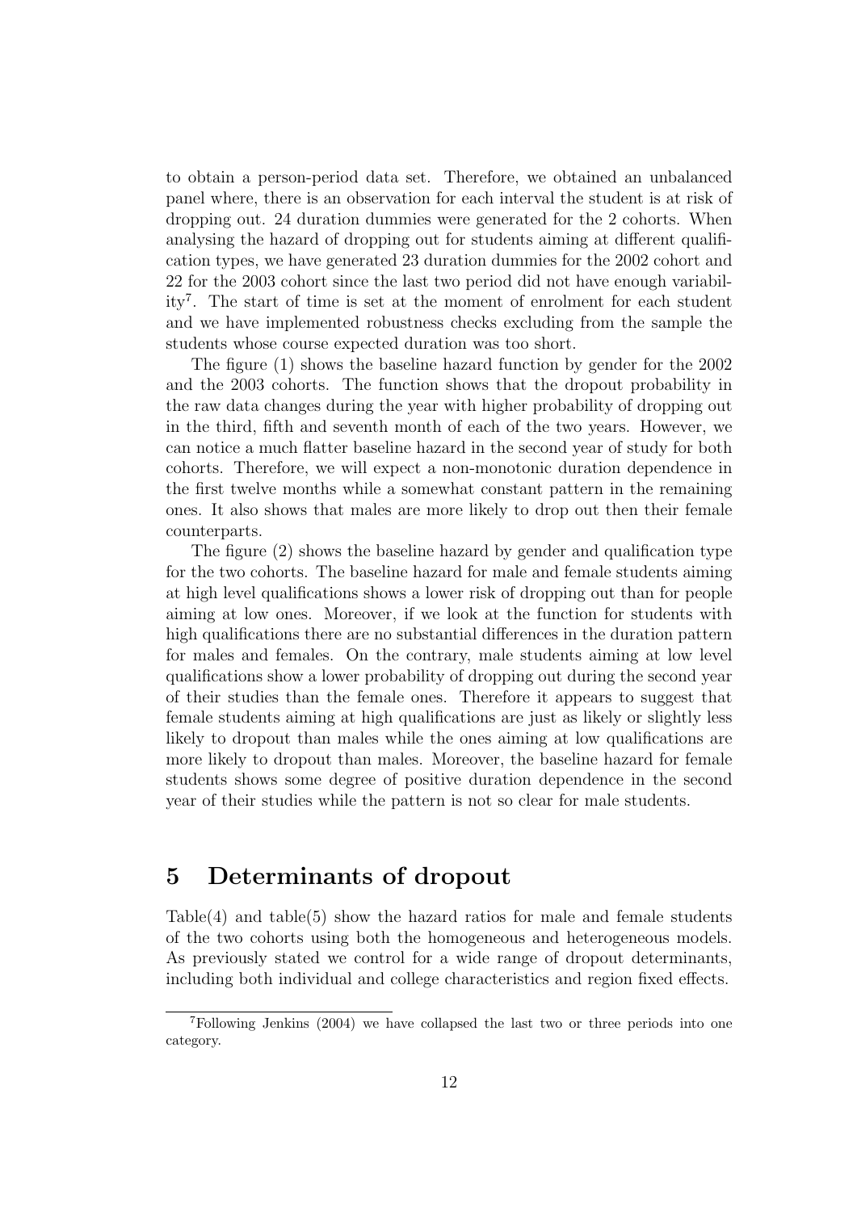to obtain a person-period data set. Therefore, we obtained an unbalanced panel where, there is an observation for each interval the student is at risk of dropping out. 24 duration dummies were generated for the 2 cohorts. When analysing the hazard of dropping out for students aiming at different qualification types, we have generated 23 duration dummies for the 2002 cohort and 22 for the 2003 cohort since the last two period did not have enough variability[7]. The start of time is set at the moment of enrolment for each student and we have implemented robustness checks excluding from the sample the students whose course expected duration was too short.

The figure (1) shows the baseline hazard function by gender for the 2002 and the 2003 cohorts. The function shows that the dropout probability in the raw data changes during the year with higher probability of dropping out in the third, fifth and seventh month of each of the two years. However, we can notice a much flatter baseline hazard in the second year of study for both cohorts. Therefore, we will expect a non-monotonic duration dependence in the first twelve months while a somewhat constant pattern in the remaining ones. It also shows that males are more likely to drop out then their female counterparts.

The figure (2) shows the baseline hazard by gender and qualification type for the two cohorts. The baseline hazard for male and female students aiming at high level qualifications shows a lower risk of dropping out than for people aiming at low ones. Moreover, if we look at the function for students with high qualifications there are no substantial differences in the duration pattern for males and females. On the contrary, male students aiming at low level qualifications show a lower probability of dropping out during the second year of their studies than the female ones. Therefore it appears to suggest that female students aiming at high qualifications are just as likely or slightly less likely to dropout than males while the ones aiming at low qualifications are more likely to dropout than males. Moreover, the baseline hazard for female students shows some degree of positive duration dependence in the second year of their studies while the pattern is not so clear for male students.

# 5 Determinants of dropout

Table(4) and table(5) show the hazard ratios for male and female students of the two cohorts using both the homogeneous and heterogeneous models. As previously stated we control for a wide range of dropout determinants, including both individual and college characteristics and region fixed effects.

[7] Following Jenkins (2004) we have collapsed the last two or three periods into one category.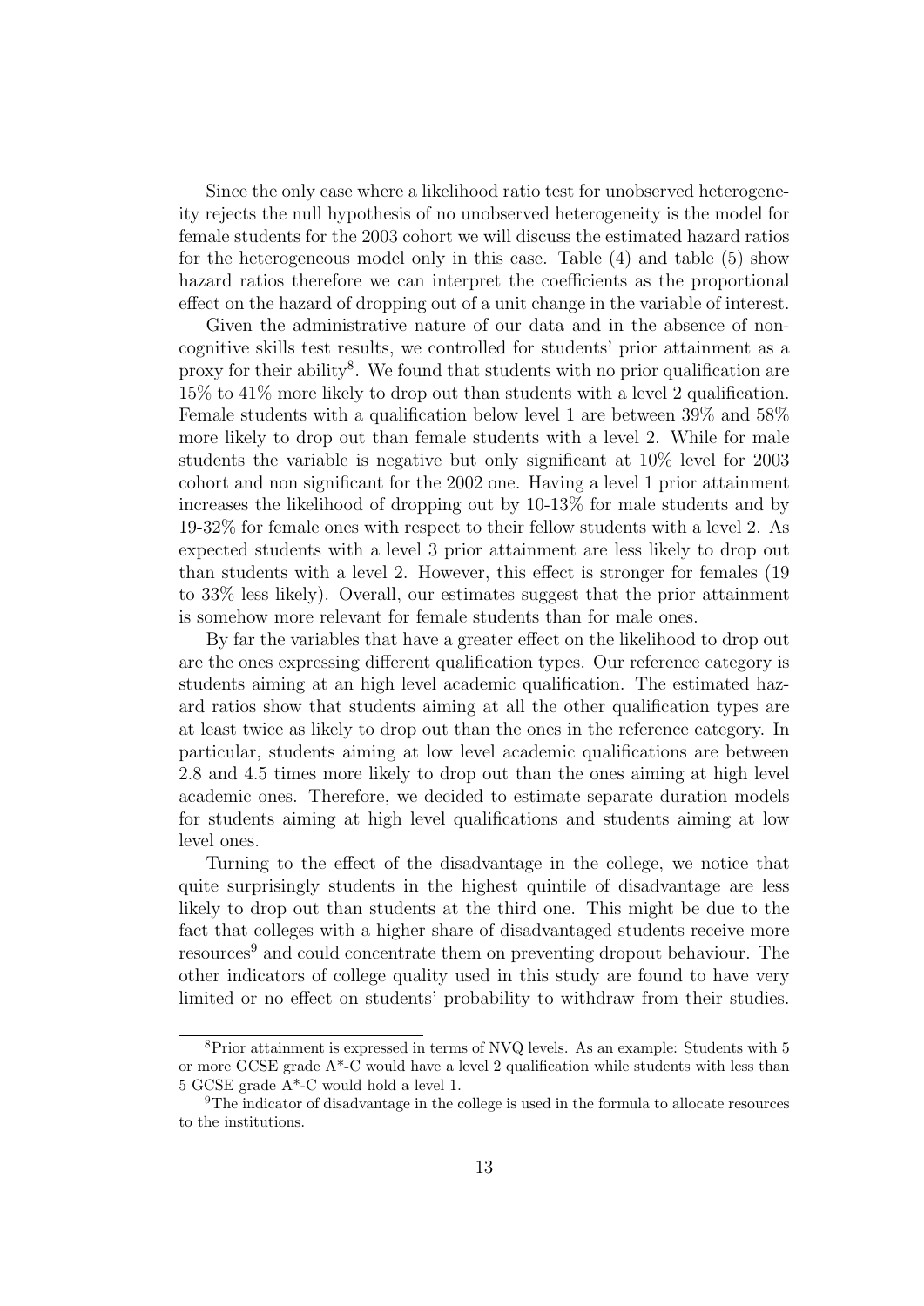Since the only case where a likelihood ratio test for unobserved heterogeneity rejects the null hypothesis of no unobserved heterogeneity is the model for female students for the 2003 cohort we will discuss the estimated hazard ratios for the heterogeneous model only in this case. Table (4) and table (5) show hazard ratios therefore we can interpret the coefficients as the proportional effect on the hazard of dropping out of a unit change in the variable of interest.

Given the administrative nature of our data and in the absence of non-cognitive skills test results, we controlled for students' prior attainment as a proxy for their ability[8]. We found that students with no prior qualification are 15% to 41% more likely to drop out than students with a level 2 qualification. Female students with a qualification below level 1 are between 39% and 58% more likely to drop out than female students with a level 2. While for male students the variable is negative but only significant at 10% level for 2003 cohort and non significant for the 2002 one. Having a level 1 prior attainment increases the likelihood of dropping out by 10-13% for male students and by 19-32% for female ones with respect to their fellow students with a level 2. As expected students with a level 3 prior attainment are less likely to drop out than students with a level 2. However, this effect is stronger for females (19 to 33% less likely). Overall, our estimates suggest that the prior attainment is somehow more relevant for female students than for male ones.

By far the variables that have a greater effect on the likelihood to drop out are the ones expressing different qualification types. Our reference category is students aiming at an high level academic qualification. The estimated hazard ratios show that students aiming at all the other qualification types are at least twice as likely to drop out than the ones in the reference category. In particular, students aiming at low level academic qualifications are between 2.8 and 4.5 times more likely to drop out than the ones aiming at high level academic ones. Therefore, we decided to estimate separate duration models for students aiming at high level qualifications and students aiming at low level ones.

Turning to the effect of the disadvantage in the college, we notice that quite surprisingly students in the highest quintile of disadvantage are less likely to drop out than students at the third one. This might be due to the fact that colleges with a higher share of disadvantaged students receive more resources[9] and could concentrate them on preventing dropout behaviour. The other indicators of college quality used in this study are found to have very limited or no effect on students' probability to withdraw from their studies.

[8]Prior attainment is expressed in terms of NVQ levels. As an example: Students with 5 or more GCSE grade A*-C would have a level 2 qualification while students with less than 5 GCSE grade A*-C would hold a level 1.

[9]The indicator of disadvantage in the college is used in the formula to allocate resources to the institutions.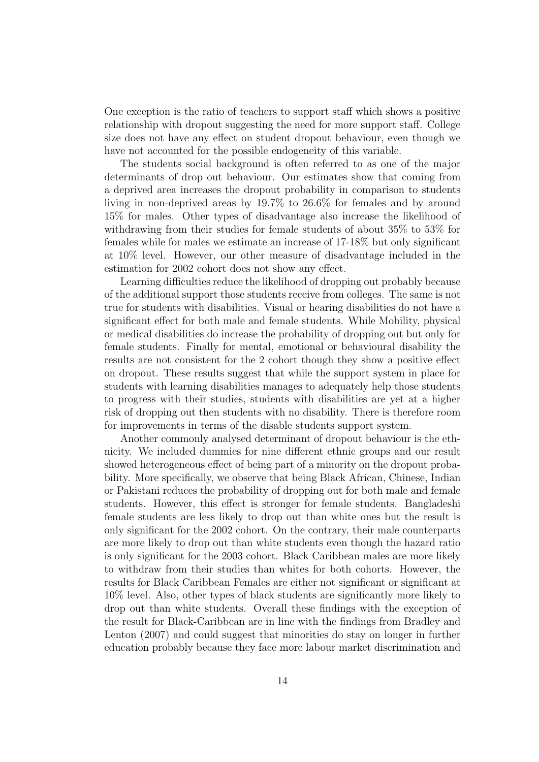One exception is the ratio of teachers to support staff which shows a positive relationship with dropout suggesting the need for more support staff. College size does not have any effect on student dropout behaviour, even though we have not accounted for the possible endogeneity of this variable.

The students social background is often referred to as one of the major determinants of drop out behaviour. Our estimates show that coming from a deprived area increases the dropout probability in comparison to students living in non-deprived areas by 19.7% to 26.6% for females and by around 15% for males. Other types of disadvantage also increase the likelihood of withdrawing from their studies for female students of about 35% to 53% for females while for males we estimate an increase of 17-18% but only significant at 10% level. However, our other measure of disadvantage included in the estimation for 2002 cohort does not show any effect.

Learning difficulties reduce the likelihood of dropping out probably because of the additional support those students receive from colleges. The same is not true for students with disabilities. Visual or hearing disabilities do not have a significant effect for both male and female students. While Mobility, physical or medical disabilities do increase the probability of dropping out but only for female students. Finally for mental, emotional or behavioural disability the results are not consistent for the 2 cohort though they show a positive effect on dropout. These results suggest that while the support system in place for students with learning disabilities manages to adequately help those students to progress with their studies, students with disabilities are yet at a higher risk of dropping out then students with no disability. There is therefore room for improvements in terms of the disable students support system.

Another commonly analysed determinant of dropout behaviour is the ethnicity. We included dummies for nine different ethnic groups and our result showed heterogeneous effect of being part of a minority on the dropout probability. More specifically, we observe that being Black African, Chinese, Indian or Pakistani reduces the probability of dropping out for both male and female students. However, this effect is stronger for female students. Bangladeshi female students are less likely to drop out than white ones but the result is only significant for the 2002 cohort. On the contrary, their male counterparts are more likely to drop out than white students even though the hazard ratio is only significant for the 2003 cohort. Black Caribbean males are more likely to withdraw from their studies than whites for both cohorts. However, the results for Black Caribbean Females are either not significant or significant at 10% level. Also, other types of black students are significantly more likely to drop out than white students. Overall these findings with the exception of the result for Black-Caribbean are in line with the findings from Bradley and Lenton (2007) and could suggest that minorities do stay on longer in further education probably because they face more labour market discrimination and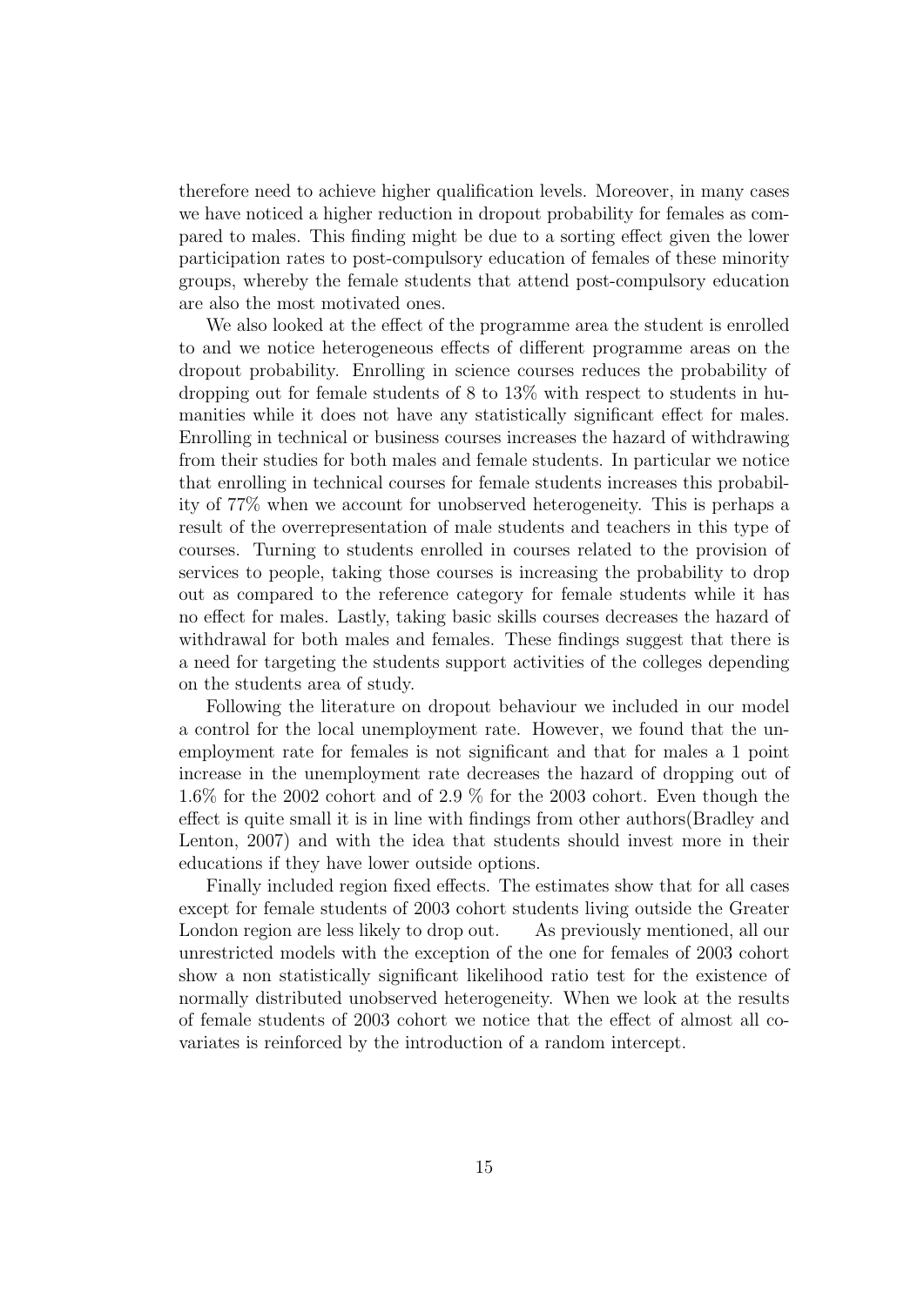therefore need to achieve higher qualification levels. Moreover, in many cases we have noticed a higher reduction in dropout probability for females as compared to males. This finding might be due to a sorting effect given the lower participation rates to post-compulsory education of females of these minority groups, whereby the female students that attend post-compulsory education are also the most motivated ones.

We also looked at the effect of the programme area the student is enrolled to and we notice heterogeneous effects of different programme areas on the dropout probability. Enrolling in science courses reduces the probability of dropping out for female students of 8 to 13% with respect to students in humanities while it does not have any statistically significant effect for males. Enrolling in technical or business courses increases the hazard of withdrawing from their studies for both males and female students. In particular we notice that enrolling in technical courses for female students increases this probability of 77% when we account for unobserved heterogeneity. This is perhaps a result of the overrepresentation of male students and teachers in this type of courses. Turning to students enrolled in courses related to the provision of services to people, taking those courses is increasing the probability to drop out as compared to the reference category for female students while it has no effect for males. Lastly, taking basic skills courses decreases the hazard of withdrawal for both males and females. These findings suggest that there is a need for targeting the students support activities of the colleges depending on the students area of study.

Following the literature on dropout behaviour we included in our model a control for the local unemployment rate. However, we found that the unemployment rate for females is not significant and that for males a 1 point increase in the unemployment rate decreases the hazard of dropping out of 1.6% for the 2002 cohort and of 2.9 % for the 2003 cohort. Even though the effect is quite small it is in line with findings from other authors(Bradley and Lenton, 2007) and with the idea that students should invest more in their educations if they have lower outside options.

Finally included region fixed effects. The estimates show that for all cases except for female students of 2003 cohort students living outside the Greater London region are less likely to drop out. As previously mentioned, all our unrestricted models with the exception of the one for females of 2003 cohort show a non statistically significant likelihood ratio test for the existence of normally distributed unobserved heterogeneity. When we look at the results of female students of 2003 cohort we notice that the effect of almost all covariates is reinforced by the introduction of a random intercept.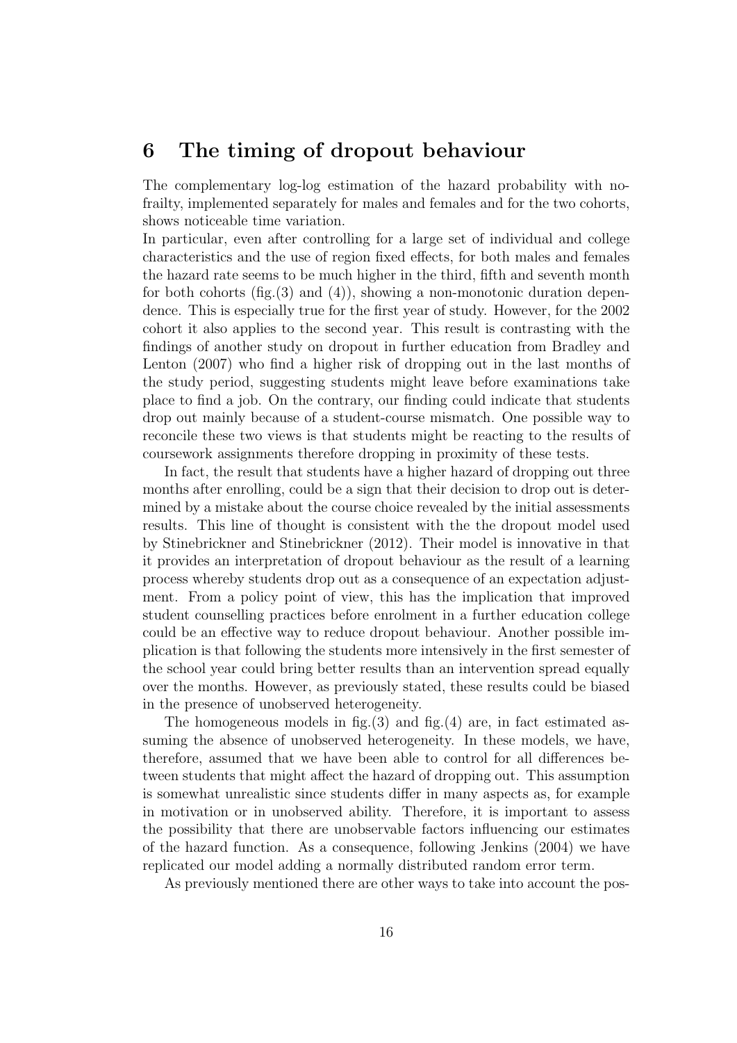## 6 The timing of dropout behaviour

The complementary log-log estimation of the hazard probability with no-frailty, implemented separately for males and females and for the two cohorts, shows noticeable time variation.

In particular, even after controlling for a large set of individual and college characteristics and the use of region fixed effects, for both males and females the hazard rate seems to be much higher in the third, fifth and seventh month for both cohorts (fig.(3) and (4)), showing a non-monotonic duration dependence. This is especially true for the first year of study. However, for the 2002 cohort it also applies to the second year. This result is contrasting with the findings of another study on dropout in further education from Bradley and Lenton (2007) who find a higher risk of dropping out in the last months of the study period, suggesting students might leave before examinations take place to find a job. On the contrary, our finding could indicate that students drop out mainly because of a student-course mismatch. One possible way to reconcile these two views is that students might be reacting to the results of coursework assignments therefore dropping in proximity of these tests.

In fact, the result that students have a higher hazard of dropping out three months after enrolling, could be a sign that their decision to drop out is determined by a mistake about the course choice revealed by the initial assessments results. This line of thought is consistent with the the dropout model used by Stinebrickner and Stinebrickner (2012). Their model is innovative in that it provides an interpretation of dropout behaviour as the result of a learning process whereby students drop out as a consequence of an expectation adjustment. From a policy point of view, this has the implication that improved student counselling practices before enrolment in a further education college could be an effective way to reduce dropout behaviour. Another possible implication is that following the students more intensively in the first semester of the school year could bring better results than an intervention spread equally over the months. However, as previously stated, these results could be biased in the presence of unobserved heterogeneity.

The homogeneous models in fig.(3) and fig.(4) are, in fact estimated assuming the absence of unobserved heterogeneity. In these models, we have, therefore, assumed that we have been able to control for all differences between students that might affect the hazard of dropping out. This assumption is somewhat unrealistic since students differ in many aspects as, for example in motivation or in unobserved ability. Therefore, it is important to assess the possibility that there are unobservable factors influencing our estimates of the hazard function. As a consequence, following Jenkins (2004) we have replicated our model adding a normally distributed random error term.

As previously mentioned there are other ways to take into account the pos-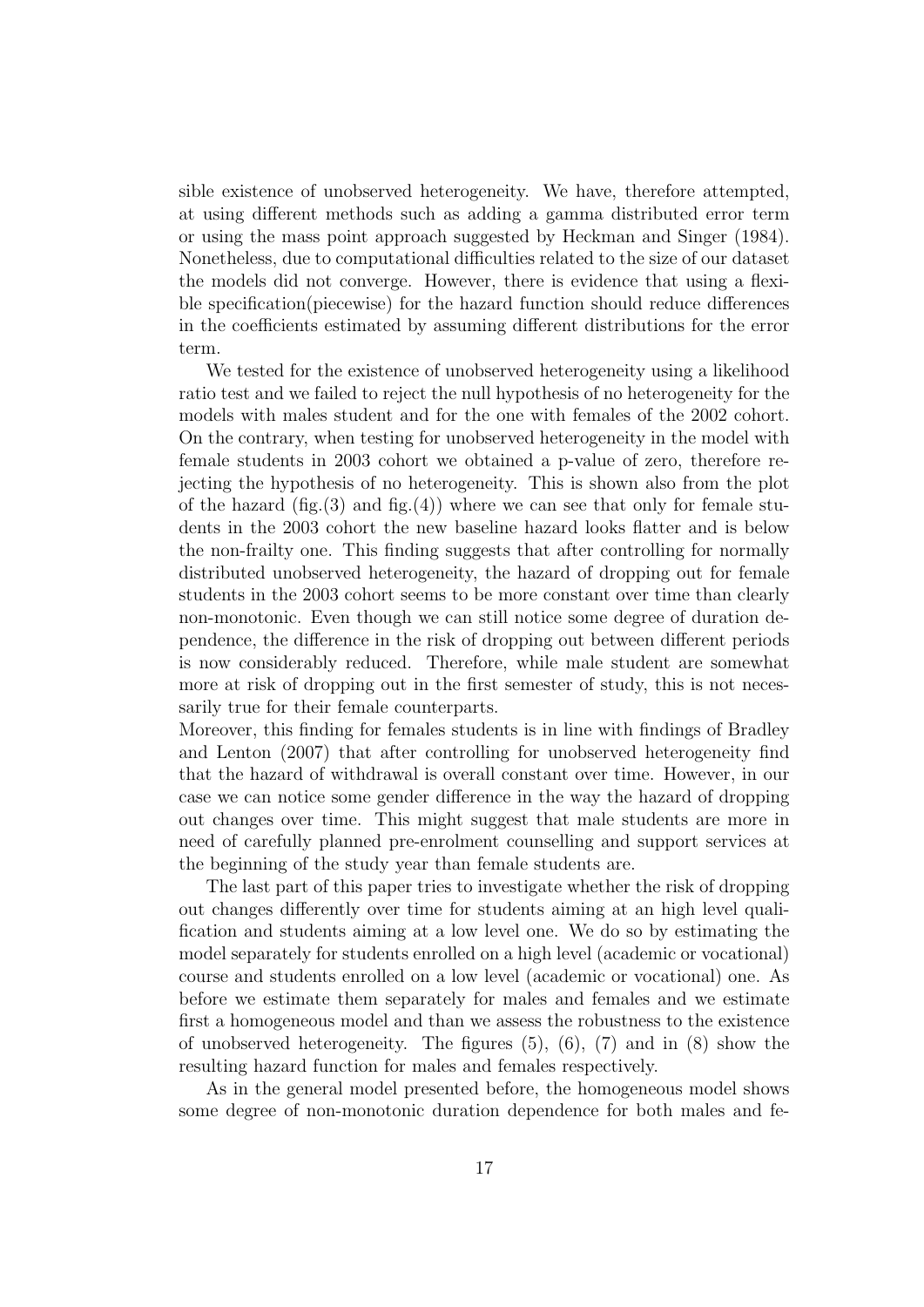sible existence of unobserved heterogeneity. We have, therefore attempted, at using different methods such as adding a gamma distributed error term or using the mass point approach suggested by Heckman and Singer (1984). Nonetheless, due to computational difficulties related to the size of our dataset the models did not converge. However, there is evidence that using a flexible specification(piecewise) for the hazard function should reduce differences in the coefficients estimated by assuming different distributions for the error term.

We tested for the existence of unobserved heterogeneity using a likelihood ratio test and we failed to reject the null hypothesis of no heterogeneity for the models with males student and for the one with females of the 2002 cohort. On the contrary, when testing for unobserved heterogeneity in the model with female students in 2003 cohort we obtained a p-value of zero, therefore rejecting the hypothesis of no heterogeneity. This is shown also from the plot of the hazard (fig.(3) and fig.(4)) where we can see that only for female students in the 2003 cohort the new baseline hazard looks flatter and is below the non-frailty one. This finding suggests that after controlling for normally distributed unobserved heterogeneity, the hazard of dropping out for female students in the 2003 cohort seems to be more constant over time than clearly non-monotonic. Even though we can still notice some degree of duration dependence, the difference in the risk of dropping out between different periods is now considerably reduced. Therefore, while male student are somewhat more at risk of dropping out in the first semester of study, this is not necessarily true for their female counterparts.
Moreover, this finding for females students is in line with findings of Bradley and Lenton (2007) that after controlling for unobserved heterogeneity find that the hazard of withdrawal is overall constant over time. However, in our case we can notice some gender difference in the way the hazard of dropping out changes over time. This might suggest that male students are more in need of carefully planned pre-enrolment counselling and support services at the beginning of the study year than female students are.

The last part of this paper tries to investigate whether the risk of dropping out changes differently over time for students aiming at an high level qualification and students aiming at a low level one. We do so by estimating the model separately for students enrolled on a high level (academic or vocational) course and students enrolled on a low level (academic or vocational) one. As before we estimate them separately for males and females and we estimate first a homogeneous model and than we assess the robustness to the existence of unobserved heterogeneity. The figures (5), (6), (7) and in (8) show the resulting hazard function for males and females respectively.

As in the general model presented before, the homogeneous model shows some degree of non-monotonic duration dependence for both males and fe-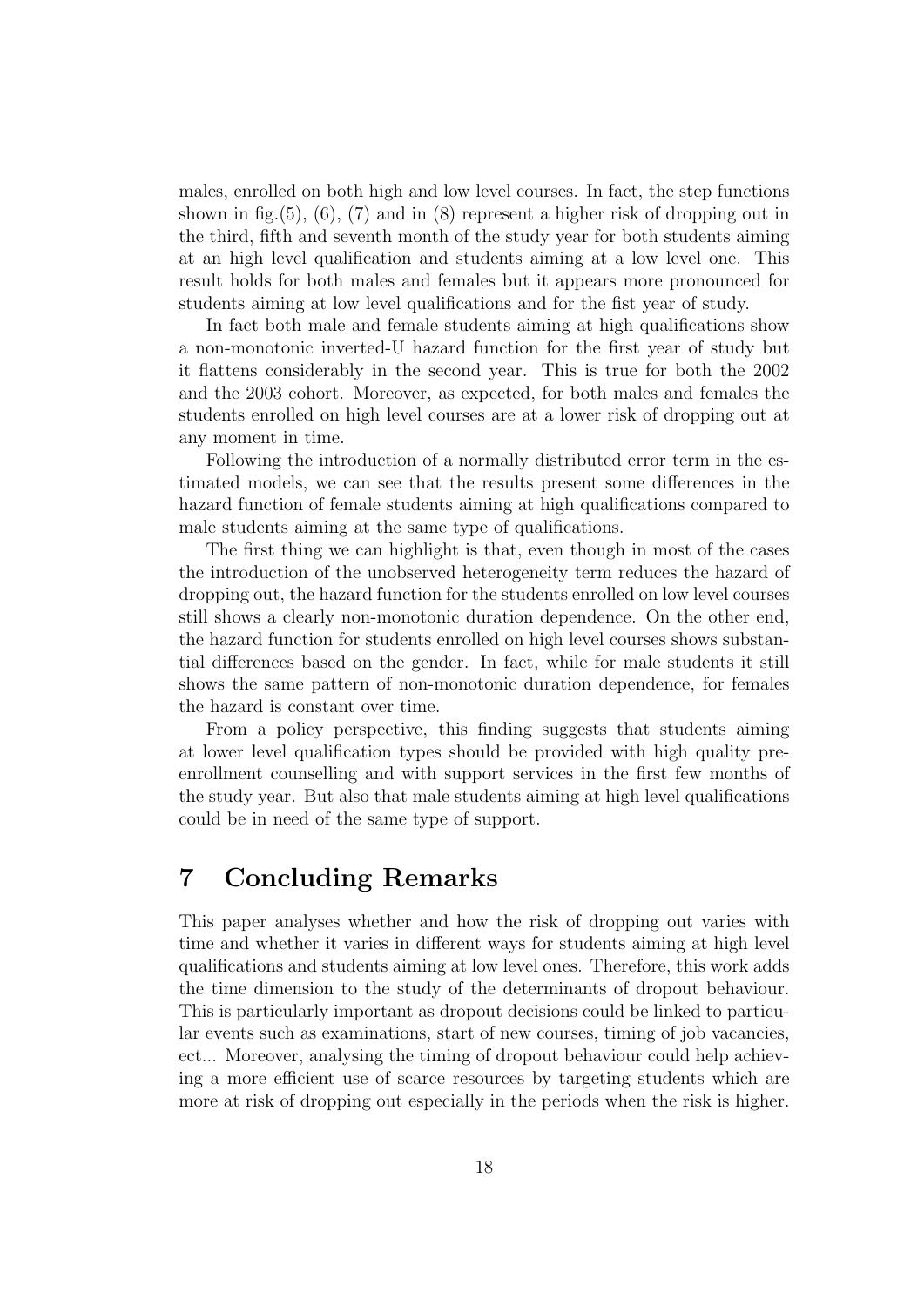males, enrolled on both high and low level courses. In fact, the step functions shown in fig.(5), (6), (7) and in (8) represent a higher risk of dropping out in the third, fifth and seventh month of the study year for both students aiming at an high level qualification and students aiming at a low level one. This result holds for both males and females but it appears more pronounced for students aiming at low level qualifications and for the fist year of study.

In fact both male and female students aiming at high qualifications show a non-monotonic inverted-U hazard function for the first year of study but it flattens considerably in the second year. This is true for both the 2002 and the 2003 cohort. Moreover, as expected, for both males and females the students enrolled on high level courses are at a lower risk of dropping out at any moment in time.

Following the introduction of a normally distributed error term in the estimated models, we can see that the results present some differences in the hazard function of female students aiming at high qualifications compared to male students aiming at the same type of qualifications.

The first thing we can highlight is that, even though in most of the cases the introduction of the unobserved heterogeneity term reduces the hazard of dropping out, the hazard function for the students enrolled on low level courses still shows a clearly non-monotonic duration dependence. On the other end, the hazard function for students enrolled on high level courses shows substantial differences based on the gender. In fact, while for male students it still shows the same pattern of non-monotonic duration dependence, for females the hazard is constant over time.

From a policy perspective, this finding suggests that students aiming at lower level qualification types should be provided with high quality pre-enrollment counselling and with support services in the first few months of the study year. But also that male students aiming at high level qualifications could be in need of the same type of support.

# 7 Concluding Remarks

This paper analyses whether and how the risk of dropping out varies with time and whether it varies in different ways for students aiming at high level qualifications and students aiming at low level ones. Therefore, this work adds the time dimension to the study of the determinants of dropout behaviour. This is particularly important as dropout decisions could be linked to particular events such as examinations, start of new courses, timing of job vacancies, ect... Moreover, analysing the timing of dropout behaviour could help achieving a more efficient use of scarce resources by targeting students which are more at risk of dropping out especially in the periods when the risk is higher.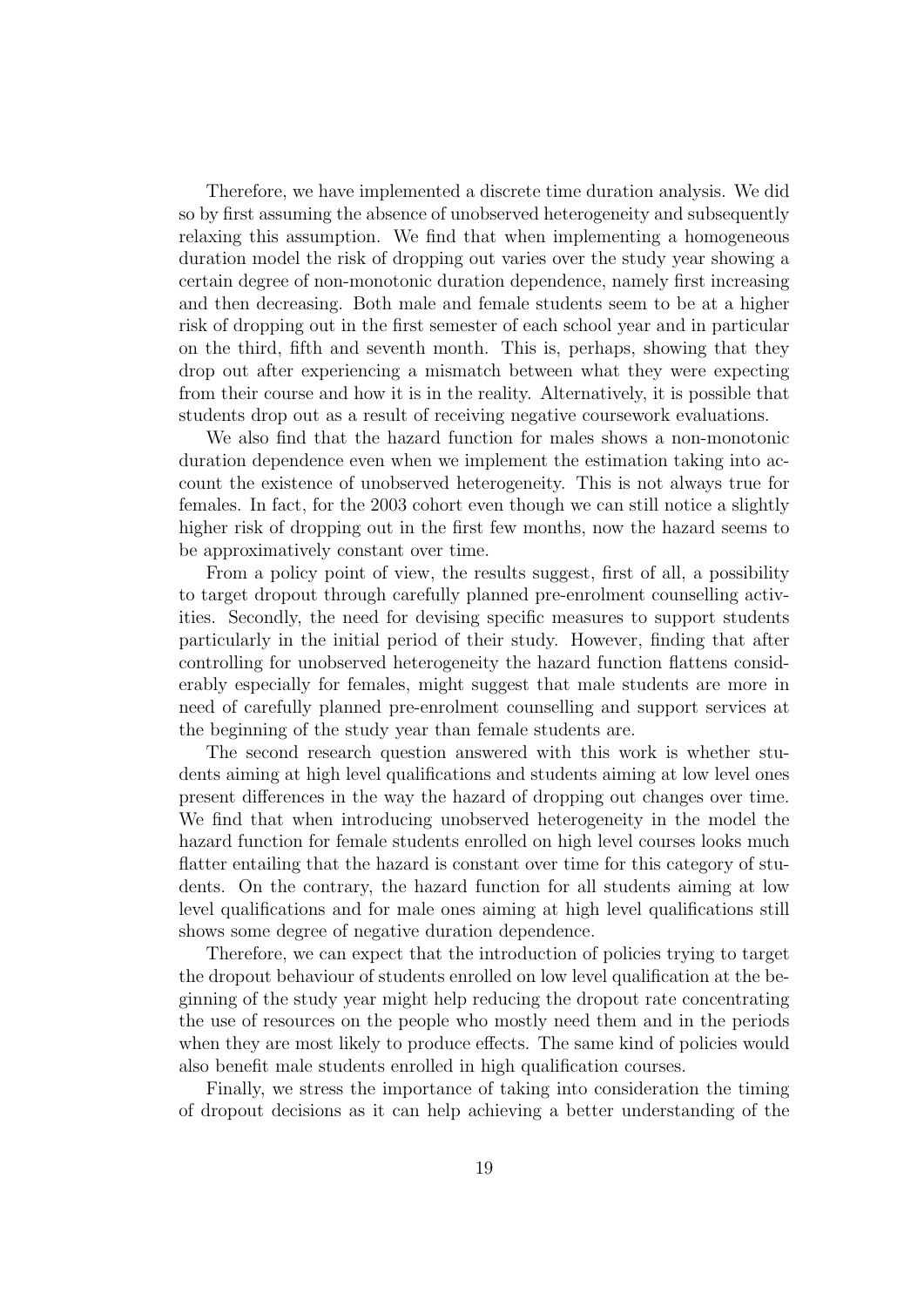Therefore, we have implemented a discrete time duration analysis. We did so by first assuming the absence of unobserved heterogeneity and subsequently relaxing this assumption. We find that when implementing a homogeneous duration model the risk of dropping out varies over the study year showing a certain degree of non-monotonic duration dependence, namely first increasing and then decreasing. Both male and female students seem to be at a higher risk of dropping out in the first semester of each school year and in particular on the third, fifth and seventh month. This is, perhaps, showing that they drop out after experiencing a mismatch between what they were expecting from their course and how it is in the reality. Alternatively, it is possible that students drop out as a result of receiving negative coursework evaluations.

We also find that the hazard function for males shows a non-monotonic duration dependence even when we implement the estimation taking into account the existence of unobserved heterogeneity. This is not always true for females. In fact, for the 2003 cohort even though we can still notice a slightly higher risk of dropping out in the first few months, now the hazard seems to be approximatively constant over time.

From a policy point of view, the results suggest, first of all, a possibility to target dropout through carefully planned pre-enrolment counselling activities. Secondly, the need for devising specific measures to support students particularly in the initial period of their study. However, finding that after controlling for unobserved heterogeneity the hazard function flattens considerably especially for females, might suggest that male students are more in need of carefully planned pre-enrolment counselling and support services at the beginning of the study year than female students are.

The second research question answered with this work is whether students aiming at high level qualifications and students aiming at low level ones present differences in the way the hazard of dropping out changes over time. We find that when introducing unobserved heterogeneity in the model the hazard function for female students enrolled on high level courses looks much flatter entailing that the hazard is constant over time for this category of students. On the contrary, the hazard function for all students aiming at low level qualifications and for male ones aiming at high level qualifications still shows some degree of negative duration dependence.

Therefore, we can expect that the introduction of policies trying to target the dropout behaviour of students enrolled on low level qualification at the beginning of the study year might help reducing the dropout rate concentrating the use of resources on the people who mostly need them and in the periods when they are most likely to produce effects. The same kind of policies would also benefit male students enrolled in high qualification courses.

Finally, we stress the importance of taking into consideration the timing of dropout decisions as it can help achieving a better understanding of the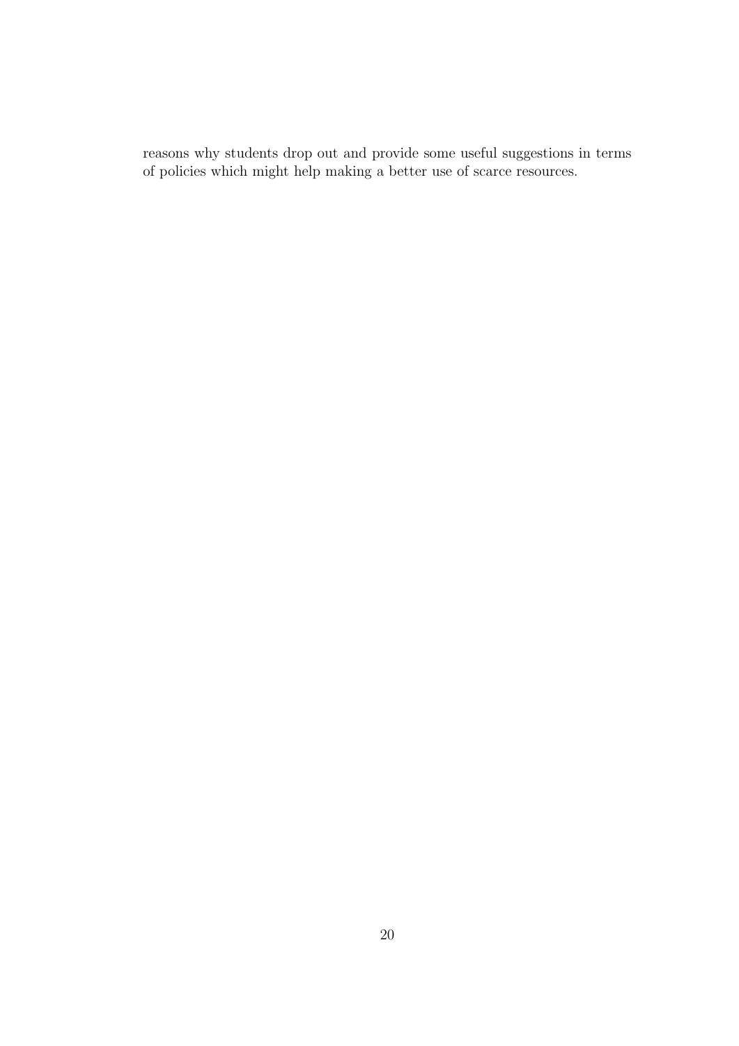reasons why students drop out and provide some useful suggestions in terms of policies which might help making a better use of scarce resources.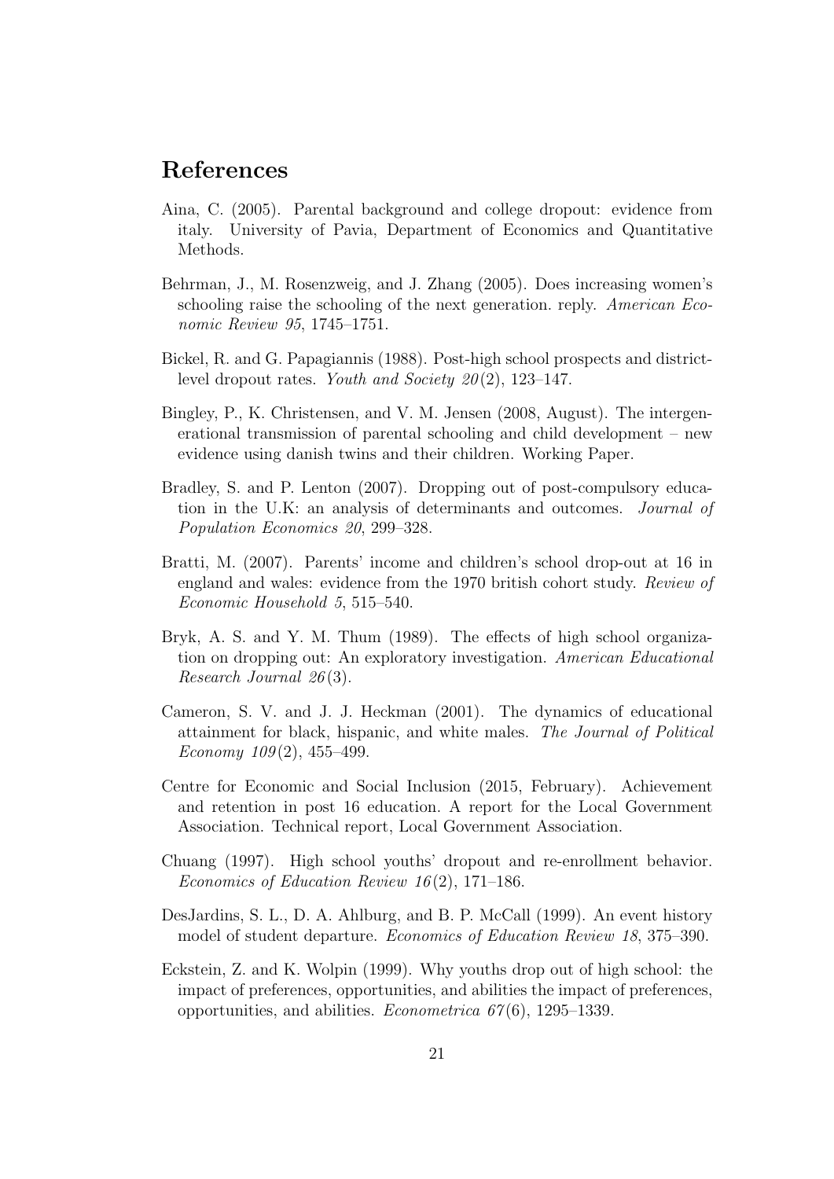# References

Aina, C. (2005). Parental background and college dropout: evidence from italy. University of Pavia, Department of Economics and Quantitative Methods.

Behrman, J., M. Rosenzweig, and J. Zhang (2005). Does increasing women's schooling raise the schooling of the next generation. reply. *American Economic Review 95*, 1745–1751.

Bickel, R. and G. Papagiannis (1988). Post-high school prospects and district-level dropout rates. *Youth and Society 20*(2), 123–147.

Bingley, P., K. Christensen, and V. M. Jensen (2008, August). The intergenerational transmission of parental schooling and child development – new evidence using danish twins and their children. Working Paper.

Bradley, S. and P. Lenton (2007). Dropping out of post-compulsory education in the U.K: an analysis of determinants and outcomes. *Journal of Population Economics 20*, 299–328.

Bratti, M. (2007). Parents' income and children's school drop-out at 16 in england and wales: evidence from the 1970 british cohort study. *Review of Economic Household 5*, 515–540.

Bryk, A. S. and Y. M. Thum (1989). The effects of high school organization on dropping out: An exploratory investigation. *American Educational Research Journal 26*(3).

Cameron, S. V. and J. J. Heckman (2001). The dynamics of educational attainment for black, hispanic, and white males. *The Journal of Political Economy 109*(2), 455–499.

Centre for Economic and Social Inclusion (2015, February). Achievement and retention in post 16 education. A report for the Local Government Association. Technical report, Local Government Association.

Chuang (1997). High school youths' dropout and re-enrollment behavior. *Economics of Education Review 16*(2), 171–186.

DesJardins, S. L., D. A. Ahlburg, and B. P. McCall (1999). An event history model of student departure. *Economics of Education Review 18*, 375–390.

Eckstein, Z. and K. Wolpin (1999). Why youths drop out of high school: the impact of preferences, opportunities, and abilities the impact of preferences, opportunities, and abilities. *Econometrica 67*(6), 1295–1339.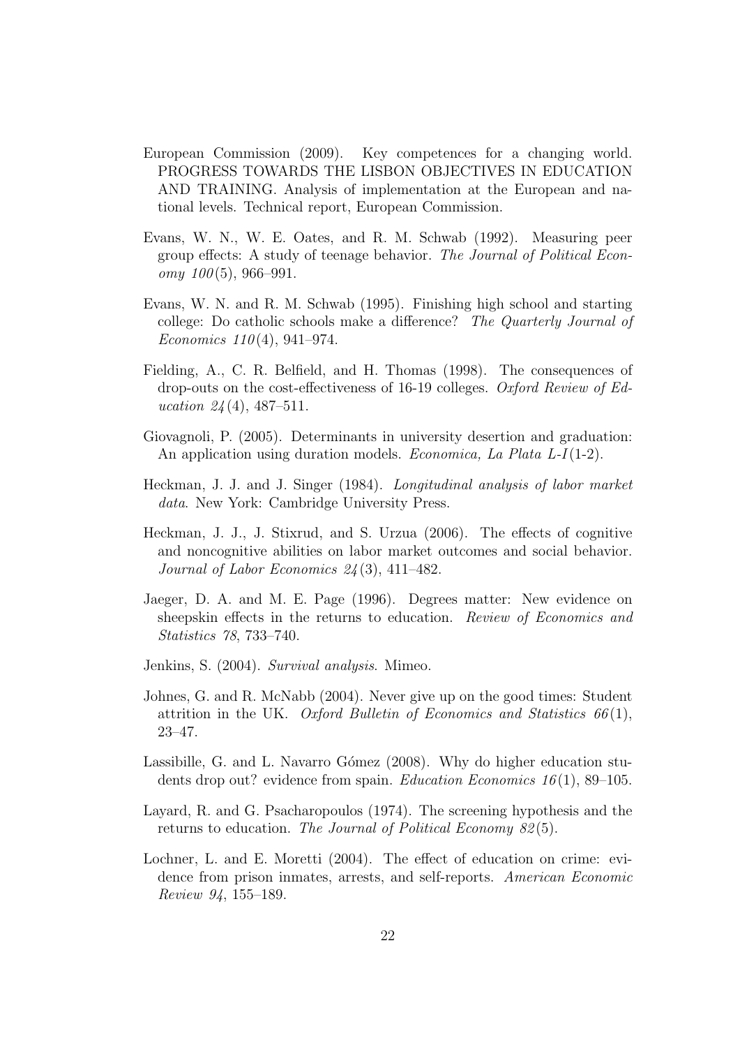European Commission (2009). Key competences for a changing world. PROGRESS TOWARDS THE LISBON OBJECTIVES IN EDUCATION AND TRAINING. Analysis of implementation at the European and national levels. Technical report, European Commission.

Evans, W. N., W. E. Oates, and R. M. Schwab (1992). Measuring peer group effects: A study of teenage behavior. *The Journal of Political Economy 100*(5), 966–991.

Evans, W. N. and R. M. Schwab (1995). Finishing high school and starting college: Do catholic schools make a difference? *The Quarterly Journal of Economics 110*(4), 941–974.

Fielding, A., C. R. Belfield, and H. Thomas (1998). The consequences of drop-outs on the cost-effectiveness of 16-19 colleges. *Oxford Review of Education 24*(4), 487–511.

Giovagnoli, P. (2005). Determinants in university desertion and graduation: An application using duration models. *Economica, La Plata L-I*(1-2).

Heckman, J. J. and J. Singer (1984). *Longitudinal analysis of labor market data*. New York: Cambridge University Press.

Heckman, J. J., J. Stixrud, and S. Urzua (2006). The effects of cognitive and noncognitive abilities on labor market outcomes and social behavior. *Journal of Labor Economics 24*(3), 411–482.

Jaeger, D. A. and M. E. Page (1996). Degrees matter: New evidence on sheepskin effects in the returns to education. *Review of Economics and Statistics 78*, 733–740.

Jenkins, S. (2004). *Survival analysis*. Mimeo.

Johnes, G. and R. McNabb (2004). Never give up on the good times: Student attrition in the UK. *Oxford Bulletin of Economics and Statistics 66*(1), 23–47.

Lassibille, G. and L. Navarro Gómez (2008). Why do higher education students drop out? evidence from spain. *Education Economics 16*(1), 89–105.

Layard, R. and G. Psacharopoulos (1974). The screening hypothesis and the returns to education. *The Journal of Political Economy 82*(5).

Lochner, L. and E. Moretti (2004). The effect of education on crime: evidence from prison inmates, arrests, and self-reports. *American Economic Review 94*, 155–189.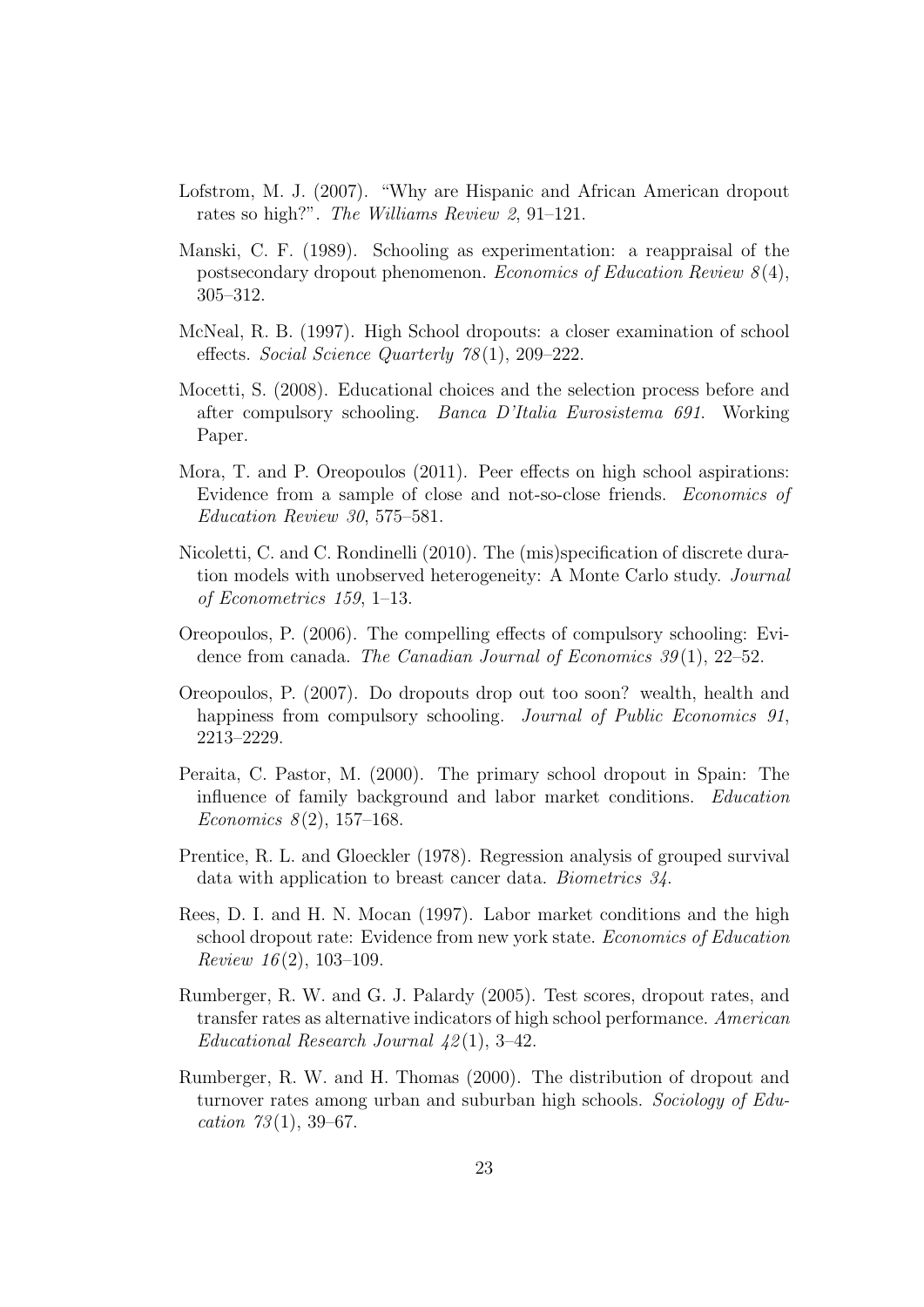Lofstrom, M. J. (2007). "Why are Hispanic and African American dropout rates so high?". *The Williams Review 2*, 91–121.

Manski, C. F. (1989). Schooling as experimentation: a reappraisal of the postsecondary dropout phenomenon. *Economics of Education Review 8*(4), 305–312.

McNeal, R. B. (1997). High School dropouts: a closer examination of school effects. *Social Science Quarterly 78*(1), 209–222.

Mocetti, S. (2008). Educational choices and the selection process before and after compulsory schooling. *Banca D'Italia Eurosistema 691*. Working Paper.

Mora, T. and P. Oreopoulos (2011). Peer effects on high school aspirations: Evidence from a sample of close and not-so-close friends. *Economics of Education Review 30*, 575–581.

Nicoletti, C. and C. Rondinelli (2010). The (mis)specification of discrete duration models with unobserved heterogeneity: A Monte Carlo study. *Journal of Econometrics 159*, 1–13.

Oreopoulos, P. (2006). The compelling effects of compulsory schooling: Evidence from canada. *The Canadian Journal of Economics 39*(1), 22–52.

Oreopoulos, P. (2007). Do dropouts drop out too soon? wealth, health and happiness from compulsory schooling. *Journal of Public Economics 91*, 2213–2229.

Peraita, C. Pastor, M. (2000). The primary school dropout in Spain: The influence of family background and labor market conditions. *Education Economics 8*(2), 157–168.

Prentice, R. L. and Gloeckler (1978). Regression analysis of grouped survival data with application to breast cancer data. *Biometrics 34*.

Rees, D. I. and H. N. Mocan (1997). Labor market conditions and the high school dropout rate: Evidence from new york state. *Economics of Education Review 16*(2), 103–109.

Rumberger, R. W. and G. J. Palardy (2005). Test scores, dropout rates, and transfer rates as alternative indicators of high school performance. *American Educational Research Journal 42*(1), 3–42.

Rumberger, R. W. and H. Thomas (2000). The distribution of dropout and turnover rates among urban and suburban high schools. *Sociology of Education 73*(1), 39–67.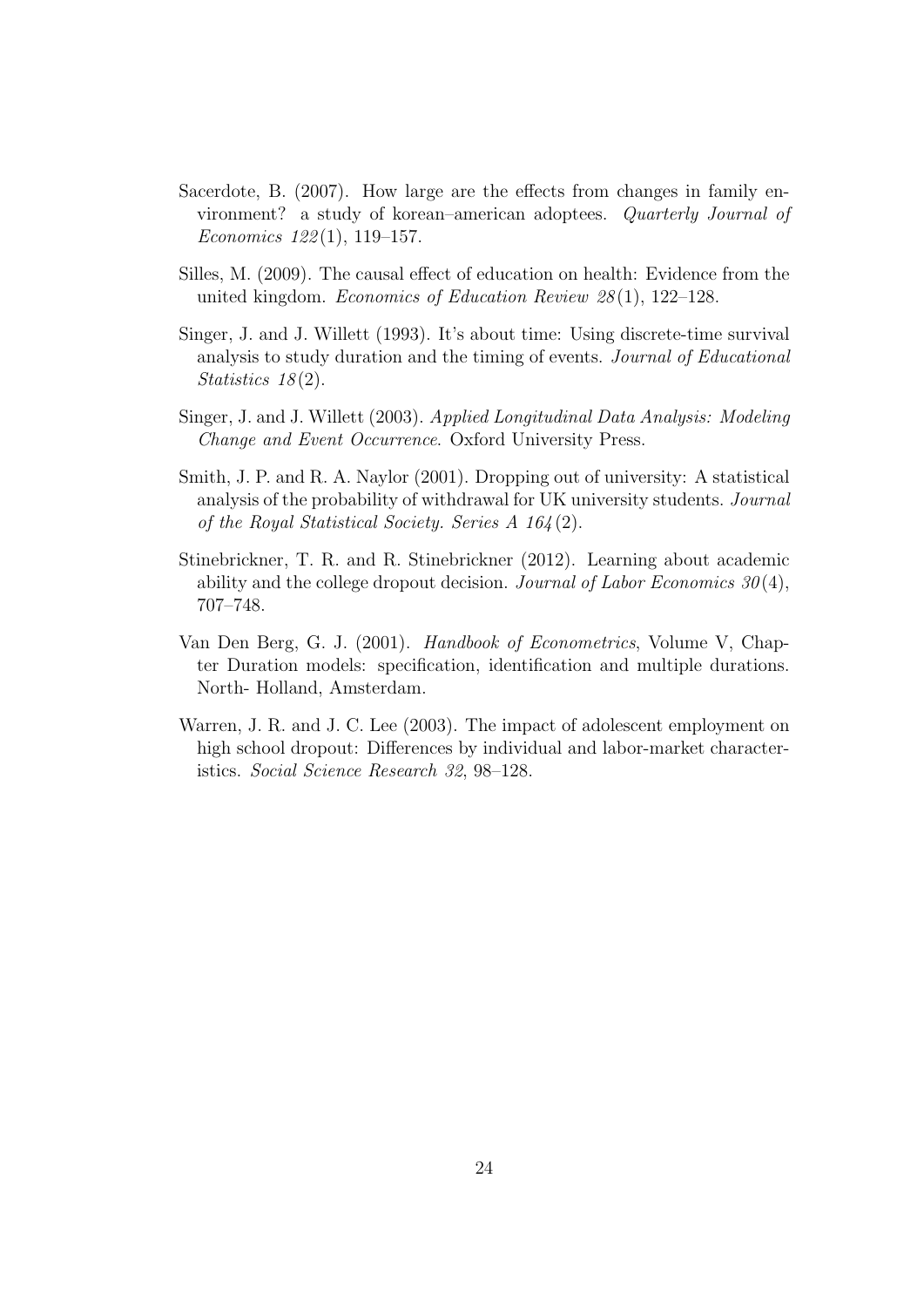Sacerdote, B. (2007). How large are the effects from changes in family environment? a study of korean–american adoptees. *Quarterly Journal of Economics 122*(1), 119–157.

Silles, M. (2009). The causal effect of education on health: Evidence from the united kingdom. *Economics of Education Review 28*(1), 122–128.

Singer, J. and J. Willett (1993). It's about time: Using discrete-time survival analysis to study duration and the timing of events. *Journal of Educational Statistics 18*(2).

Singer, J. and J. Willett (2003). *Applied Longitudinal Data Analysis: Modeling Change and Event Occurrence*. Oxford University Press.

Smith, J. P. and R. A. Naylor (2001). Dropping out of university: A statistical analysis of the probability of withdrawal for UK university students. *Journal of the Royal Statistical Society. Series A 164*(2).

Stinebrickner, T. R. and R. Stinebrickner (2012). Learning about academic ability and the college dropout decision. *Journal of Labor Economics 30*(4), 707–748.

Van Den Berg, G. J. (2001). *Handbook of Econometrics*, Volume V, Chapter Duration models: specification, identification and multiple durations. North- Holland, Amsterdam.

Warren, J. R. and J. C. Lee (2003). The impact of adolescent employment on high school dropout: Differences by individual and labor-market characteristics. *Social Science Research 32*, 98–128.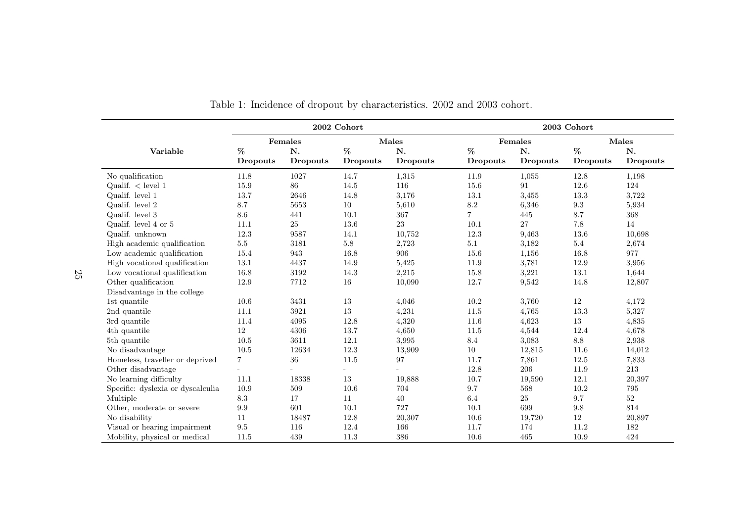Table 1: Incidence of dropout by characteristics. 2002 and 2003 cohort.

| Variable | 2002 Cohort | | | | 2003 Cohort | | | |
|---|---|---|---|---|---|---|---|---|
| | Females | | Males | | Females | | Males | |
| | % Dropouts | N. Dropouts | % Dropouts | N. Dropouts | % Dropouts | N. Dropouts | % Dropouts | N. Dropouts |
| No qualification | 11.8 | 1027 | 14.7 | 1,315 | 11.9 | 1,055 | 12.8 | 1,198 |
| Qualif. < level 1 | 15.9 | 86 | 14.5 | 116 | 15.6 | 91 | 12.6 | 124 |
| Qualif. level 1 | 13.7 | 2646 | 14.8 | 3,176 | 13.1 | 3,455 | 13.3 | 3,722 |
| Qualif. level 2 | 8.7 | 5653 | 10 | 5,610 | 8.2 | 6,346 | 9.3 | 5,934 |
| Qualif. level 3 | 8.6 | 441 | 10.1 | 367 | 7 | 445 | 8.7 | 368 |
| Qualif. level 4 or 5 | 11.1 | 25 | 13.6 | 23 | 10.1 | 27 | 7.8 | 14 |
| Qualif. unknown | 12.3 | 9587 | 14.1 | 10,752 | 12.3 | 9,463 | 13.6 | 10,698 |
| High academic qualification | 5.5 | 3181 | 5.8 | 2,723 | 5.1 | 3,182 | 5.4 | 2,674 |
| Low academic qualification | 15.4 | 943 | 16.8 | 906 | 15.6 | 1,156 | 16.8 | 977 |
| High vocational qualification | 13.1 | 4437 | 14.9 | 5,425 | 11.9 | 3,781 | 12.9 | 3,956 |
| Low vocational qualification | 16.8 | 3192 | 14.3 | 2,215 | 15.8 | 3,221 | 13.1 | 1,644 |
| Other qualification | 12.9 | 7712 | 16 | 10,090 | 12.7 | 9,542 | 14.8 | 12,807 |
| Disadvantage in the college | | | | | | | | |
| 1st quantile | 10.6 | 3431 | 13 | 4,046 | 10.2 | 3,760 | 12 | 4,172 |
| 2nd quantile | 11.1 | 3921 | 13 | 4,231 | 11.5 | 4,765 | 13.3 | 5,327 |
| 3rd quantile | 11.4 | 4095 | 12.8 | 4,320 | 11.6 | 4,623 | 13 | 4,835 |
| 4th quantile | 12 | 4306 | 13.7 | 4,650 | 11.5 | 4,544 | 12.4 | 4,678 |
| 5th quantile | 10.5 | 3611 | 12.1 | 3,995 | 8.4 | 3,083 | 8.8 | 2,938 |
| No disadvantage | 10.5 | 12634 | 12.3 | 13,909 | 10 | 12,815 | 11.6 | 14,012 |
| Homeless, traveller or deprived | 7 | 36 | 11.5 | 97 | 11.7 | 7,861 | 12.5 | 7,833 |
| Other disadvantage | - | - | - | - | 12.8 | 206 | 11.9 | 213 |
| No learning difficulty | 11.1 | 18338 | 13 | 19,888 | 10.7 | 19,590 | 12.1 | 20,397 |
| Specific: dyslexia or dyscalculia | 10.9 | 509 | 10.6 | 704 | 9.7 | 568 | 10.2 | 795 |
| Multiple | 8.3 | 17 | 11 | 40 | 6.4 | 25 | 9.7 | 52 |
| Other, moderate or severe | 9.9 | 601 | 10.1 | 727 | 10.1 | 699 | 9.8 | 814 |
| No disability | 11 | 18487 | 12.8 | 20,307 | 10.6 | 19,720 | 12 | 20,897 |
| Visual or hearing impairment | 9.5 | 116 | 12.4 | 166 | 11.7 | 174 | 11.2 | 182 |
| Mobility, physical or medical | 11.5 | 439 | 11.3 | 386 | 10.6 | 465 | 10.9 | 424 |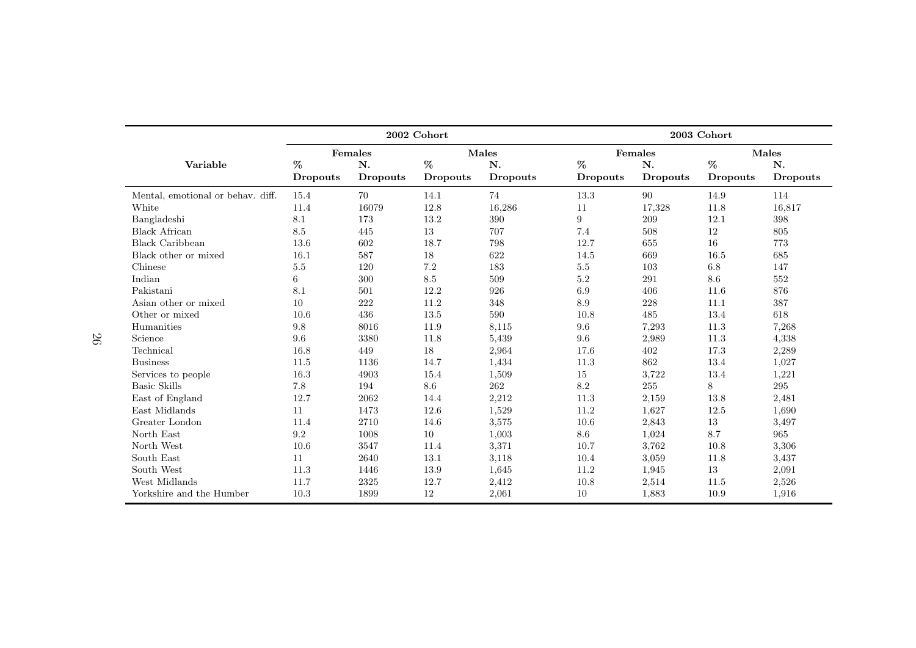| Variable | 2002 Cohort | | | | 2003 Cohort | | | |
|---|---|---|---|---|---|---|---|---|
| | Females | | Males | | Females | | Males | |
| | % Dropouts | N. Dropouts | % Dropouts | N. Dropouts | % Dropouts | N. Dropouts | % Dropouts | N. Dropouts |
| Mental, emotional or behav. diff. | 15.4 | 70 | 14.1 | 74 | 13.3 | 90 | 14.9 | 114 |
| White | 11.4 | 16079 | 12.8 | 16,286 | 11 | 17,328 | 11.8 | 16,817 |
| Bangladeshi | 8.1 | 173 | 13.2 | 390 | 9 | 209 | 12.1 | 398 |
| Black African | 8.5 | 445 | 13 | 707 | 7.4 | 508 | 12 | 805 |
| Black Caribbean | 13.6 | 602 | 18.7 | 798 | 12.7 | 655 | 16 | 773 |
| Black other or mixed | 16.1 | 587 | 18 | 622 | 14.5 | 669 | 16.5 | 685 |
| Chinese | 5.5 | 120 | 7.2 | 183 | 5.5 | 103 | 6.8 | 147 |
| Indian | 6 | 300 | 8.5 | 509 | 5.2 | 291 | 8.6 | 552 |
| Pakistani | 8.1 | 501 | 12.2 | 926 | 6.9 | 406 | 11.6 | 876 |
| Asian other or mixed | 10 | 222 | 11.2 | 348 | 8.9 | 228 | 11.1 | 387 |
| Other or mixed | 10.6 | 436 | 13.5 | 590 | 10.8 | 485 | 13.4 | 618 |
| Humanities | 9.8 | 8016 | 11.9 | 8,115 | 9.6 | 7,293 | 11.3 | 7,268 |
| Science | 9.6 | 3380 | 11.8 | 5,439 | 9.6 | 2,989 | 11.3 | 4,338 |
| Technical | 16.8 | 449 | 18 | 2,964 | 17.6 | 402 | 17.3 | 2,289 |
| Business | 11.5 | 1136 | 14.7 | 1,434 | 11.3 | 862 | 13.4 | 1,027 |
| Services to people | 16.3 | 4903 | 15.4 | 1,509 | 15 | 3,722 | 13.4 | 1,221 |
| Basic Skills | 7.8 | 194 | 8.6 | 262 | 8.2 | 255 | 8 | 295 |
| East of England | 12.7 | 2062 | 14.4 | 2,212 | 11.3 | 2,159 | 13.8 | 2,481 |
| East Midlands | 11 | 1473 | 12.6 | 1,529 | 11.2 | 1,627 | 12.5 | 1,690 |
| Greater London | 11.4 | 2710 | 14.6 | 3,575 | 10.6 | 2,843 | 13 | 3,497 |
| North East | 9.2 | 1008 | 10 | 1,003 | 8.6 | 1,024 | 8.7 | 965 |
| North West | 10.6 | 3547 | 11.4 | 3,371 | 10.7 | 3,762 | 10.8 | 3,306 |
| South East | 11 | 2640 | 13.1 | 3,118 | 10.4 | 3,059 | 11.8 | 3,437 |
| South West | 11.3 | 1446 | 13.9 | 1,645 | 11.2 | 1,945 | 13 | 2,091 |
| West Midlands | 11.7 | 2325 | 12.7 | 2,412 | 10.8 | 2,514 | 11.5 | 2,526 |
| Yorkshire and the Humber | 10.3 | 1899 | 12 | 2,061 | 10 | 1,883 | 10.9 | 1,916 |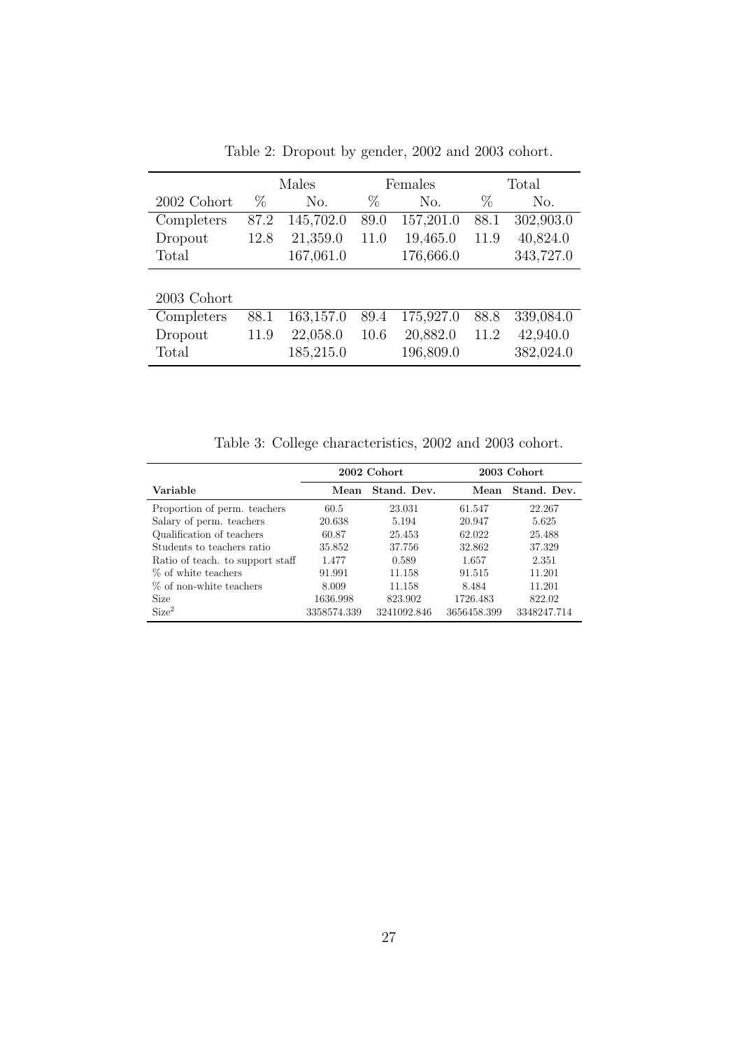Table 2: Dropout by gender, 2002 and 2003 cohort.

| | Males | | Females | | Total | |
|---|---|---|---|---|---|---|
| 2002 Cohort | % | No. | % | No. | % | No. |
| Completers | 87.2 | 145,702.0 | 89.0 | 157,201.0 | 88.1 | 302,903.0 |
| Dropout | 12.8 | 21,359.0 | 11.0 | 19,465.0 | 11.9 | 40,824.0 |
| Total | | 167,061.0 | | 176,666.0 | | 343,727.0 |
| | | | | | | |
| 2003 Cohort | | | | | | |
| Completers | 88.1 | 163,157.0 | 89.4 | 175,927.0 | 88.8 | 339,084.0 |
| Dropout | 11.9 | 22,058.0 | 10.6 | 20,882.0 | 11.2 | 42,940.0 |
| Total | | 185,215.0 | | 196,809.0 | | 382,024.0 |

Table 3: College characteristics, 2002 and 2003 cohort.

| | **2002 Cohort** | | **2003 Cohort** | |
|---|---|---|---|---|
| **Variable** | **Mean** | **Stand. Dev.** | **Mean** | **Stand. Dev.** |
| Proportion of perm. teachers | 60.5 | 23.031 | 61.547 | 22.267 |
| Salary of perm. teachers | 20.638 | 5.194 | 20.947 | 5.625 |
| Qualification of teachers | 60.87 | 25.453 | 62.022 | 25.488 |
| Students to teachers ratio | 35.852 | 37.756 | 32.862 | 37.329 |
| Ratio of teach. to support staff | 1.477 | 0.589 | 1.657 | 2.351 |
| % of white teachers | 91.991 | 11.158 | 91.515 | 11.201 |
| % of non-white teachers | 8.009 | 11.158 | 8.484 | 11.201 |
| Size | 1636.998 | 823.902 | 1726.483 | 822.02 |
| $\text{Size}^2$ | 3358574.339 | 3241092.846 | 3656458.399 | 3348247.714 |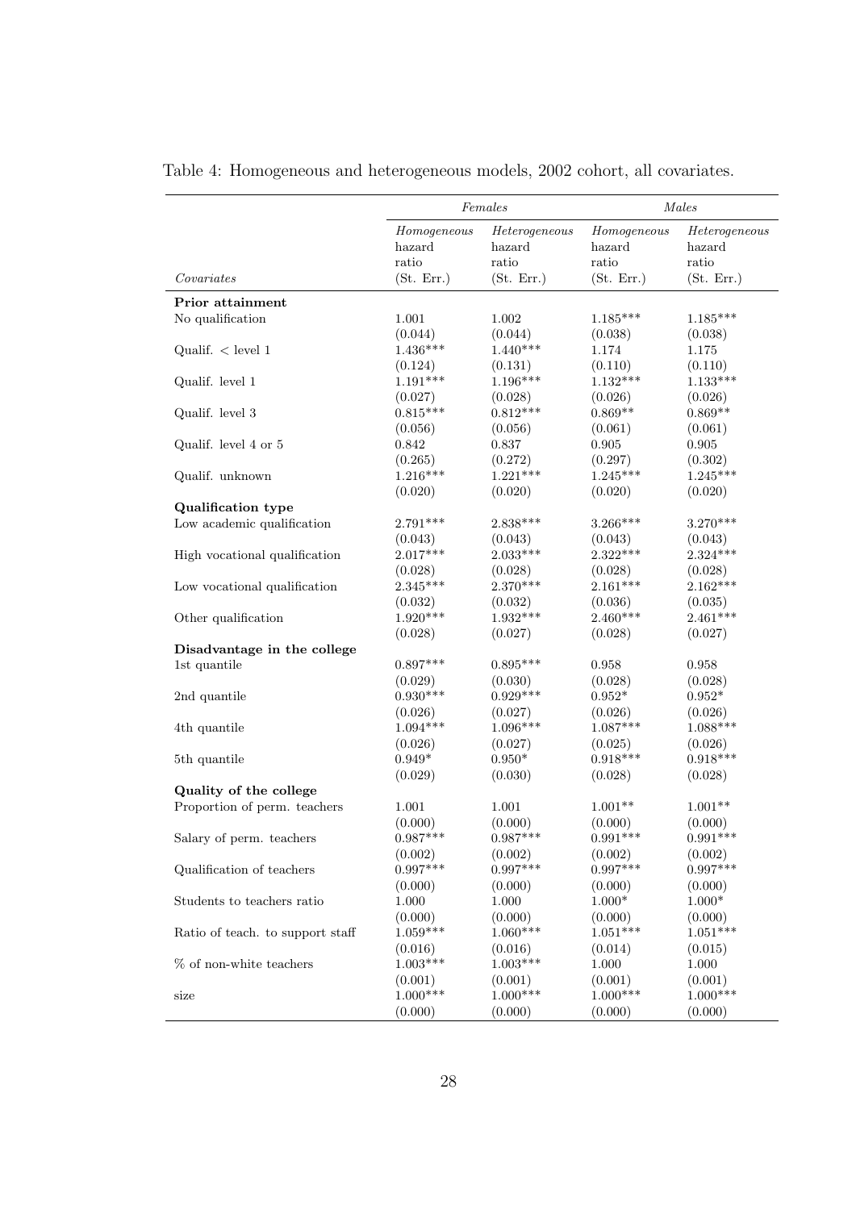Table 4: Homogeneous and heterogeneous models, 2002 cohort, all covariates.

| | *Females* | | *Males* | |
|---|---|---|---|---|
| *Covariates* | *Homogeneous* hazard ratio (St. Err.) | *Heterogeneous* hazard ratio (St. Err.) | *Homogeneous* hazard ratio (St. Err.) | *Heterogeneous* hazard ratio (St. Err.) |
| **Prior attainment** | | | | |
| No qualification | 1.001 | 1.002 | 1.185*** | 1.185*** |
| | (0.044) | (0.044) | (0.038) | (0.038) |
| Qualif. < level 1 | 1.436*** | 1.440*** | 1.174 | 1.175 |
| | (0.124) | (0.131) | (0.110) | (0.110) |
| Qualif. level 1 | 1.191*** | 1.196*** | 1.132*** | 1.133*** |
| | (0.027) | (0.028) | (0.026) | (0.026) |
| Qualif. level 3 | 0.815*** | 0.812*** | 0.869** | 0.869** |
| | (0.056) | (0.056) | (0.061) | (0.061) |
| Qualif. level 4 or 5 | 0.842 | 0.837 | 0.905 | 0.905 |
| | (0.265) | (0.272) | (0.297) | (0.302) |
| Qualif. unknown | 1.216*** | 1.221*** | 1.245*** | 1.245*** |
| | (0.020) | (0.020) | (0.020) | (0.020) |
| **Qualification type** | | | | |
| Low academic qualification | 2.791*** | 2.838*** | 3.266*** | 3.270*** |
| | (0.043) | (0.043) | (0.043) | (0.043) |
| High vocational qualification | 2.017*** | 2.033*** | 2.322*** | 2.324*** |
| | (0.028) | (0.028) | (0.028) | (0.028) |
| Low vocational qualification | 2.345*** | 2.370*** | 2.161*** | 2.162*** |
| | (0.032) | (0.032) | (0.036) | (0.035) |
| Other qualification | 1.920*** | 1.932*** | 2.460*** | 2.461*** |
| | (0.028) | (0.027) | (0.028) | (0.027) |
| **Disadvantage in the college** | | | | |
| 1st quantile | 0.897*** | 0.895*** | 0.958 | 0.958 |
| | (0.029) | (0.030) | (0.028) | (0.028) |
| 2nd quantile | 0.930*** | 0.929*** | 0.952* | 0.952* |
| | (0.026) | (0.027) | (0.026) | (0.026) |
| 4th quantile | 1.094*** | 1.096*** | 1.087*** | 1.088*** |
| | (0.026) | (0.027) | (0.025) | (0.026) |
| 5th quantile | 0.949* | 0.950* | 0.918*** | 0.918*** |
| | (0.029) | (0.030) | (0.028) | (0.028) |
| **Quality of the college** | | | | |
| Proportion of perm. teachers | 1.001 | 1.001 | 1.001** | 1.001** |
| | (0.000) | (0.000) | (0.000) | (0.000) |
| Salary of perm. teachers | 0.987*** | 0.987*** | 0.991*** | 0.991*** |
| | (0.002) | (0.002) | (0.002) | (0.002) |
| Qualification of teachers | 0.997*** | 0.997*** | 0.997*** | 0.997*** |
| | (0.000) | (0.000) | (0.000) | (0.000) |
| Students to teachers ratio | 1.000 | 1.000 | 1.000* | 1.000* |
| | (0.000) | (0.000) | (0.000) | (0.000) |
| Ratio of teach. to support staff | 1.059*** | 1.060*** | 1.051*** | 1.051*** |
| | (0.016) | (0.016) | (0.014) | (0.015) |
| % of non-white teachers | 1.003*** | 1.003*** | 1.000 | 1.000 |
| | (0.001) | (0.001) | (0.001) | (0.001) |
| size | 1.000*** | 1.000*** | 1.000*** | 1.000*** |
| | (0.000) | (0.000) | (0.000) | (0.000) |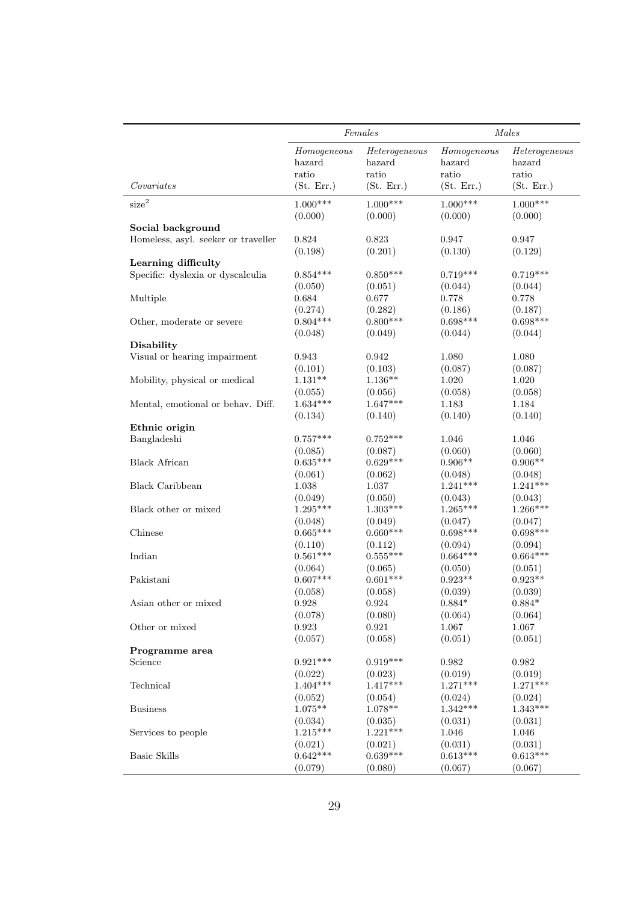| | *Females* | | *Males* | |
|---|---|---|---|---|
| *Covariates* | *Homogeneous* hazard ratio (St. Err.) | *Heterogeneous* hazard ratio (St. Err.) | *Homogeneous* hazard ratio (St. Err.) | *Heterogeneous* hazard ratio (St. Err.) |
| size$^2$ | 1.000*** | 1.000*** | 1.000*** | 1.000*** |
| | (0.000) | (0.000) | (0.000) | (0.000) |
| **Social background** | | | | |
| Homeless, asyl. seeker or traveller | 0.824 | 0.823 | 0.947 | 0.947 |
| | (0.198) | (0.201) | (0.130) | (0.129) |
| **Learning difficulty** | | | | |
| Specific: dyslexia or dyscalculia | 0.854*** | 0.850*** | 0.719*** | 0.719*** |
| | (0.050) | (0.051) | (0.044) | (0.044) |
| Multiple | 0.684 | 0.677 | 0.778 | 0.778 |
| | (0.274) | (0.282) | (0.186) | (0.187) |
| Other, moderate or severe | 0.804*** | 0.800*** | 0.698*** | 0.698*** |
| | (0.048) | (0.049) | (0.044) | (0.044) |
| **Disability** | | | | |
| Visual or hearing impairment | 0.943 | 0.942 | 1.080 | 1.080 |
| | (0.101) | (0.103) | (0.087) | (0.087) |
| Mobility, physical or medical | 1.131** | 1.136** | 1.020 | 1.020 |
| | (0.055) | (0.056) | (0.058) | (0.058) |
| Mental, emotional or behav. Diff. | 1.634*** | 1.647*** | 1.183 | 1.184 |
| | (0.134) | (0.140) | (0.140) | (0.140) |
| **Ethnic origin** | | | | |
| Bangladeshi | 0.757*** | 0.752*** | 1.046 | 1.046 |
| | (0.085) | (0.087) | (0.060) | (0.060) |
| Black African | 0.635*** | 0.629*** | 0.906** | 0.906** |
| | (0.061) | (0.062) | (0.048) | (0.048) |
| Black Caribbean | 1.038 | 1.037 | 1.241*** | 1.241*** |
| | (0.049) | (0.050) | (0.043) | (0.043) |
| Black other or mixed | 1.295*** | 1.303*** | 1.265*** | 1.266*** |
| | (0.048) | (0.049) | (0.047) | (0.047) |
| Chinese | 0.665*** | 0.660*** | 0.698*** | 0.698*** |
| | (0.110) | (0.112) | (0.094) | (0.094) |
| Indian | 0.561*** | 0.555*** | 0.664*** | 0.664*** |
| | (0.064) | (0.065) | (0.050) | (0.051) |
| Pakistani | 0.607*** | 0.601*** | 0.923** | 0.923** |
| | (0.058) | (0.058) | (0.039) | (0.039) |
| Asian other or mixed | 0.928 | 0.924 | 0.884* | 0.884* |
| | (0.078) | (0.080) | (0.064) | (0.064) |
| Other or mixed | 0.923 | 0.921 | 1.067 | 1.067 |
| | (0.057) | (0.058) | (0.051) | (0.051) |
| **Programme area** | | | | |
| Science | 0.921*** | 0.919*** | 0.982 | 0.982 |
| | (0.022) | (0.023) | (0.019) | (0.019) |
| Technical | 1.404*** | 1.417*** | 1.271*** | 1.271*** |
| | (0.052) | (0.054) | (0.024) | (0.024) |
| Business | 1.075** | 1.078** | 1.342*** | 1.343*** |
| | (0.034) | (0.035) | (0.031) | (0.031) |
| Services to people | 1.215*** | 1.221*** | 1.046 | 1.046 |
| | (0.021) | (0.021) | (0.031) | (0.031) |
| Basic Skills | 0.642*** | 0.639*** | 0.613*** | 0.613*** |
| | (0.079) | (0.080) | (0.067) | (0.067) |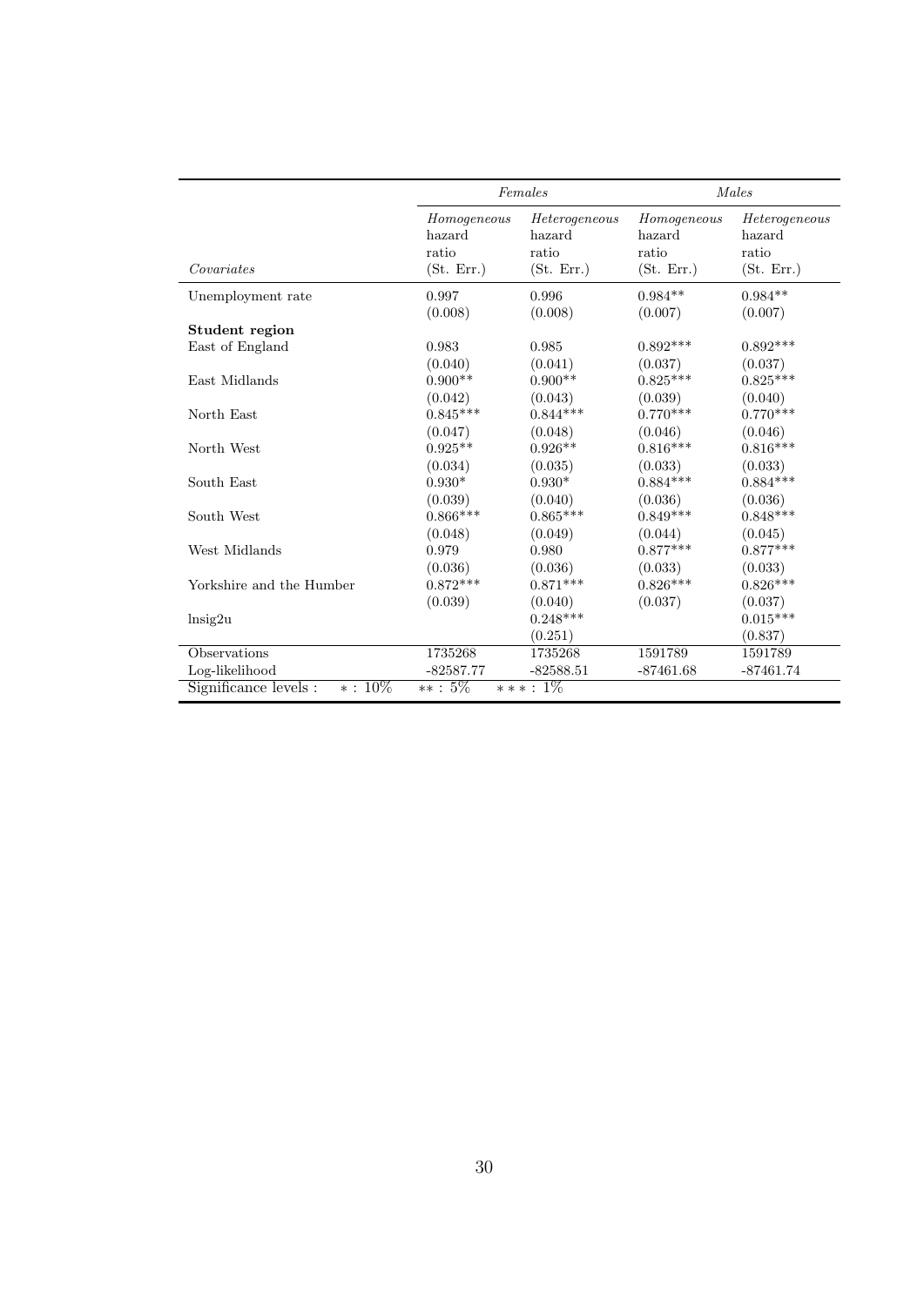| | *Females* | | *Males* | |
|---|---|---|---|---|
| *Covariates* | *Homogeneous* hazard ratio (St. Err.) | *Heterogeneous* hazard ratio (St. Err.) | *Homogeneous* hazard ratio (St. Err.) | *Heterogeneous* hazard ratio (St. Err.) |
| Unemployment rate | 0.997 | 0.996 | 0.984** | 0.984** |
| | (0.008) | (0.008) | (0.007) | (0.007) |
| **Student region** | | | | |
| East of England | 0.983 | 0.985 | 0.892*** | 0.892*** |
| | (0.040) | (0.041) | (0.037) | (0.037) |
| East Midlands | 0.900** | 0.900** | 0.825*** | 0.825*** |
| | (0.042) | (0.043) | (0.039) | (0.040) |
| North East | 0.845*** | 0.844*** | 0.770*** | 0.770*** |
| | (0.047) | (0.048) | (0.046) | (0.046) |
| North West | 0.925** | 0.926** | 0.816*** | 0.816*** |
| | (0.034) | (0.035) | (0.033) | (0.033) |
| South East | 0.930* | 0.930* | 0.884*** | 0.884*** |
| | (0.039) | (0.040) | (0.036) | (0.036) |
| South West | 0.866*** | 0.865*** | 0.849*** | 0.848*** |
| | (0.048) | (0.049) | (0.044) | (0.045) |
| West Midlands | 0.979 | 0.980 | 0.877*** | 0.877*** |
| | (0.036) | (0.036) | (0.033) | (0.033) |
| Yorkshire and the Humber | 0.872*** | 0.871*** | 0.826*** | 0.826*** |
| | (0.039) | (0.040) | (0.037) | (0.037) |
| lnsig2u | | 0.248*** | | 0.015*** |
| | | (0.251) | | (0.837) |
| Observations | 1735268 | 1735268 | 1591789 | 1591789 |
| Log-likelihood | -82587.77 | -82588.51 | -87461.68 | -87461.74 |
| Significance levels : * : 10% | ** : 5% | *** : 1% | | |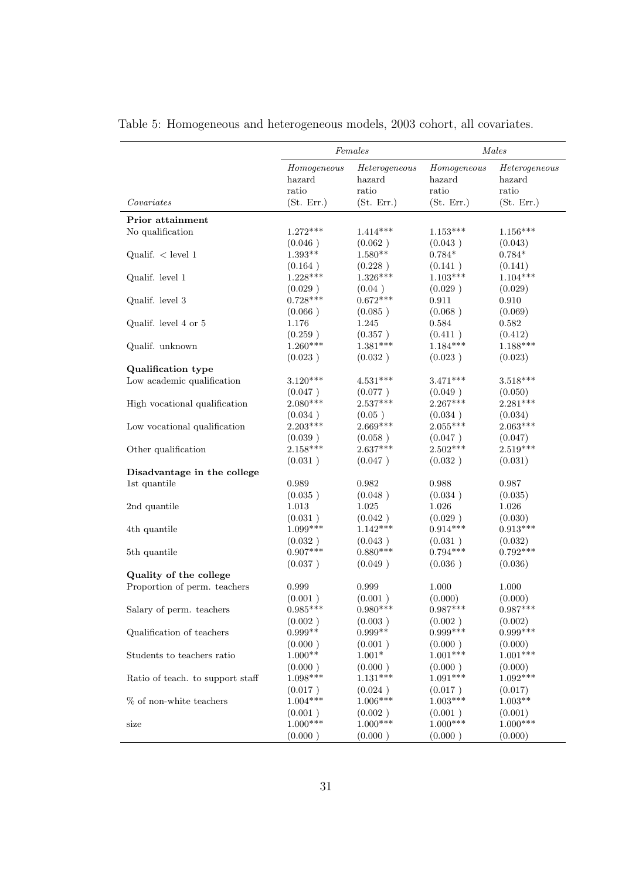Table 5: Homogeneous and heterogeneous models, 2003 cohort, all covariates.

| | *Females* | | *Males* | |
|---|---|---|---|---|
| *Covariates* | *Homogeneous* hazard ratio (St. Err.) | *Heterogeneous* hazard ratio (St. Err.) | *Homogeneous* hazard ratio (St. Err.) | *Heterogeneous* hazard ratio (St. Err.) |
| **Prior attainment** | | | | |
| No qualification | 1.272*** | 1.414*** | 1.153*** | 1.156*** |
| | (0.046 ) | (0.062 ) | (0.043 ) | (0.043) |
| Qualif. < level 1 | 1.393** | 1.580** | 0.784* | 0.784* |
| | (0.164 ) | (0.228 ) | (0.141 ) | (0.141) |
| Qualif. level 1 | 1.228*** | 1.326*** | 1.103*** | 1.104*** |
| | (0.029 ) | (0.04 ) | (0.029 ) | (0.029) |
| Qualif. level 3 | 0.728*** | 0.672*** | 0.911 | 0.910 |
| | (0.066 ) | (0.085 ) | (0.068 ) | (0.069) |
| Qualif. level 4 or 5 | 1.176 | 1.245 | 0.584 | 0.582 |
| | (0.259 ) | (0.357 ) | (0.411 ) | (0.412) |
| Qualif. unknown | 1.260*** | 1.381*** | 1.184*** | 1.188*** |
| | (0.023 ) | (0.032 ) | (0.023 ) | (0.023) |
| **Qualification type** | | | | |
| Low academic qualification | 3.120*** | 4.531*** | 3.471*** | 3.518*** |
| | (0.047 ) | (0.077 ) | (0.049 ) | (0.050) |
| High vocational qualification | 2.080*** | 2.537*** | 2.267*** | 2.281*** |
| | (0.034 ) | (0.05 ) | (0.034 ) | (0.034) |
| Low vocational qualification | 2.203*** | 2.669*** | 2.055*** | 2.063*** |
| | (0.039 ) | (0.058 ) | (0.047 ) | (0.047) |
| Other qualification | 2.158*** | 2.637*** | 2.502*** | 2.519*** |
| | (0.031 ) | (0.047 ) | (0.032 ) | (0.031) |
| **Disadvantage in the college** | | | | |
| 1st quantile | 0.989 | 0.982 | 0.988 | 0.987 |
| | (0.035 ) | (0.048 ) | (0.034 ) | (0.035) |
| 2nd quantile | 1.013 | 1.025 | 1.026 | 1.026 |
| | (0.031 ) | (0.042 ) | (0.029 ) | (0.030) |
| 4th quantile | 1.099*** | 1.142*** | 0.914*** | 0.913*** |
| | (0.032 ) | (0.043 ) | (0.031 ) | (0.032) |
| 5th quantile | 0.907*** | 0.880*** | 0.794*** | 0.792*** |
| | (0.037 ) | (0.049 ) | (0.036 ) | (0.036) |
| **Quality of the college** | | | | |
| Proportion of perm. teachers | 0.999 | 0.999 | 1.000 | 1.000 |
| | (0.001 ) | (0.001 ) | (0.000) | (0.000) |
| Salary of perm. teachers | 0.985*** | 0.980*** | 0.987*** | 0.987*** |
| | (0.002 ) | (0.003 ) | (0.002 ) | (0.002) |
| Qualification of teachers | 0.999** | 0.999** | 0.999*** | 0.999*** |
| | (0.000 ) | (0.001 ) | (0.000 ) | (0.000) |
| Students to teachers ratio | 1.000** | 1.001* | 1.001*** | 1.001*** |
| | (0.000 ) | (0.000 ) | (0.000 ) | (0.000) |
| Ratio of teach. to support staff | 1.098*** | 1.131*** | 1.091*** | 1.092*** |
| | (0.017 ) | (0.024 ) | (0.017 ) | (0.017) |
| % of non-white teachers | 1.004*** | 1.006*** | 1.003*** | 1.003** |
| | (0.001 ) | (0.002 ) | (0.001 ) | (0.001) |
| size | 1.000*** | 1.000*** | 1.000*** | 1.000*** |
| | (0.000 ) | (0.000 ) | (0.000 ) | (0.000) |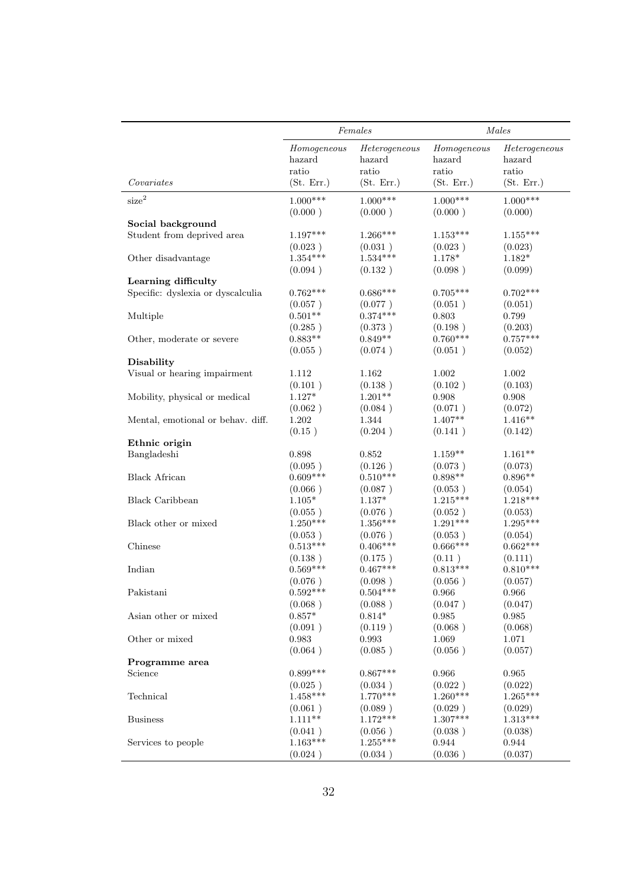| | *Females* | | *Males* | |
|---|---|---|---|---|
| *Covariates* | *Homogeneous* hazard ratio (St. Err.) | *Heterogeneous* hazard ratio (St. Err.) | *Homogeneous* hazard ratio (St. Err.) | *Heterogeneous* hazard ratio (St. Err.) |
| $size^2$ | 1.000*** | 1.000*** | 1.000*** | 1.000*** |
| | (0.000 ) | (0.000 ) | (0.000 ) | (0.000) |
| **Social background** | | | | |
| Student from deprived area | 1.197*** | 1.266*** | 1.153*** | 1.155*** |
| | (0.023 ) | (0.031 ) | (0.023 ) | (0.023) |
| Other disadvantage | 1.354*** | 1.534*** | 1.178* | 1.182* |
| | (0.094 ) | (0.132 ) | (0.098 ) | (0.099) |
| **Learning difficulty** | | | | |
| Specific: dyslexia or dyscalculia | 0.762*** | 0.686*** | 0.705*** | 0.702*** |
| | (0.057 ) | (0.077 ) | (0.051 ) | (0.051) |
| Multiple | 0.501** | 0.374*** | 0.803 | 0.799 |
| | (0.285 ) | (0.373 ) | (0.198 ) | (0.203) |
| Other, moderate or severe | 0.883** | 0.849** | 0.760*** | 0.757*** |
| | (0.055 ) | (0.074 ) | (0.051 ) | (0.052) |
| **Disability** | | | | |
| Visual or hearing impairment | 1.112 | 1.162 | 1.002 | 1.002 |
| | (0.101 ) | (0.138 ) | (0.102 ) | (0.103) |
| Mobility, physical or medical | 1.127* | 1.201** | 0.908 | 0.908 |
| | (0.062 ) | (0.084 ) | (0.071 ) | (0.072) |
| Mental, emotional or behav. diff. | 1.202 | 1.344 | 1.407** | 1.416** |
| | (0.15 ) | (0.204 ) | (0.141 ) | (0.142) |
| **Ethnic origin** | | | | |
| Bangladeshi | 0.898 | 0.852 | 1.159** | 1.161** |
| | (0.095 ) | (0.126 ) | (0.073 ) | (0.073) |
| Black African | 0.609*** | 0.510*** | 0.898** | 0.896** |
| | (0.066 ) | (0.087 ) | (0.053 ) | (0.054) |
| Black Caribbean | 1.105* | 1.137* | 1.215*** | 1.218*** |
| | (0.055 ) | (0.076 ) | (0.052 ) | (0.053) |
| Black other or mixed | 1.250*** | 1.356*** | 1.291*** | 1.295*** |
| | (0.053 ) | (0.076 ) | (0.053 ) | (0.054) |
| Chinese | 0.513*** | 0.406*** | 0.666*** | 0.662*** |
| | (0.138 ) | (0.175 ) | (0.11 ) | (0.111) |
| Indian | 0.569*** | 0.467*** | 0.813*** | 0.810*** |
| | (0.076 ) | (0.098 ) | (0.056 ) | (0.057) |
| Pakistani | 0.592*** | 0.504*** | 0.966 | 0.966 |
| | (0.068 ) | (0.088 ) | (0.047 ) | (0.047) |
| Asian other or mixed | 0.857* | 0.814* | 0.985 | 0.985 |
| | (0.091 ) | (0.119 ) | (0.068 ) | (0.068) |
| Other or mixed | 0.983 | 0.993 | 1.069 | 1.071 |
| | (0.064 ) | (0.085 ) | (0.056 ) | (0.057) |
| **Programme area** | | | | |
| Science | 0.899*** | 0.867*** | 0.966 | 0.965 |
| | (0.025 ) | (0.034 ) | (0.022 ) | (0.022) |
| Technical | 1.458*** | 1.770*** | 1.260*** | 1.265*** |
| | (0.061 ) | (0.089 ) | (0.029 ) | (0.029) |
| Business | 1.111** | 1.172*** | 1.307*** | 1.313*** |
| | (0.041 ) | (0.056 ) | (0.038 ) | (0.038) |
| Services to people | 1.163*** | 1.255*** | 0.944 | 0.944 |
| | (0.024 ) | (0.034 ) | (0.036 ) | (0.037) |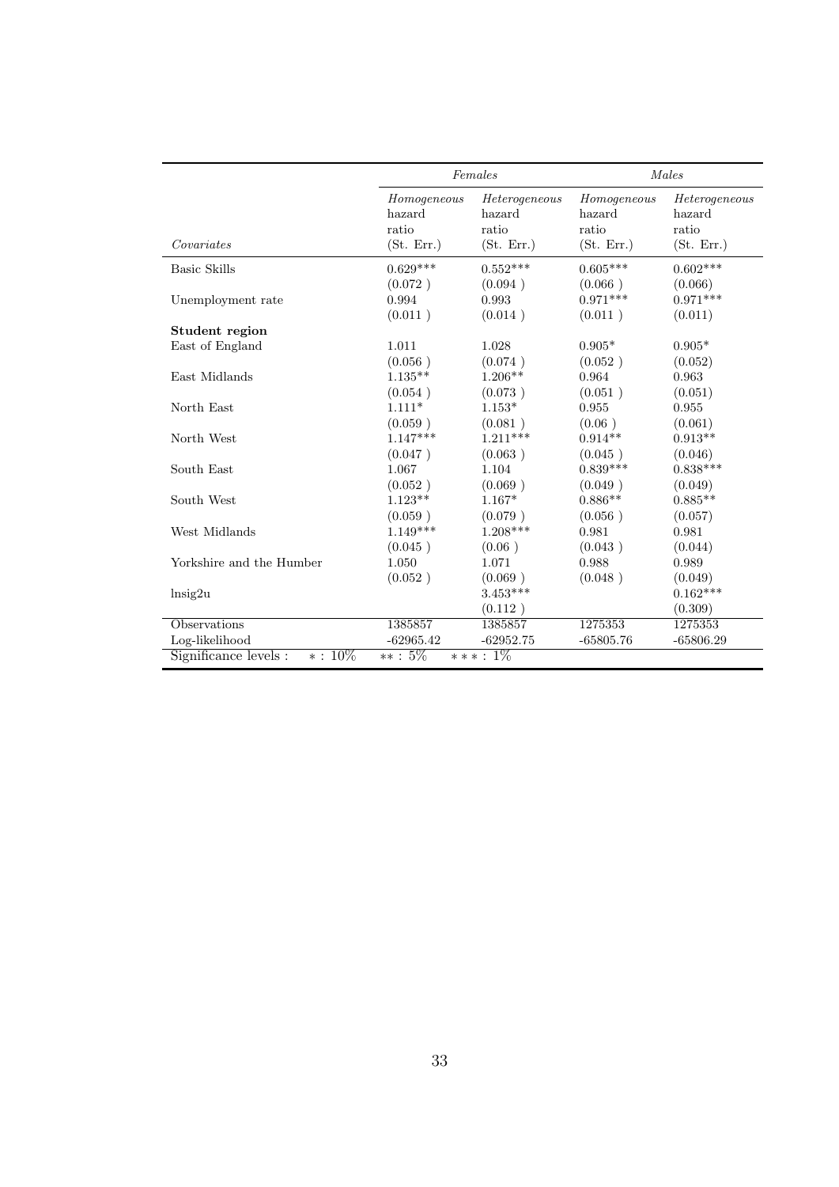| | *Females* | | *Males* | |
|---|---|---|---|---|
| *Covariates* | *Homogeneous* hazard ratio (St. Err.) | *Heterogeneous* hazard ratio (St. Err.) | *Homogeneous* hazard ratio (St. Err.) | *Heterogeneous* hazard ratio (St. Err.) |
| Basic Skills | 0.629*** | 0.552*** | 0.605*** | 0.602*** |
| | (0.072 ) | (0.094 ) | (0.066 ) | (0.066) |
| Unemployment rate | 0.994 | 0.993 | 0.971*** | 0.971*** |
| | (0.011 ) | (0.014 ) | (0.011 ) | (0.011) |
| **Student region** | | | | |
| East of England | 1.011 | 1.028 | 0.905* | 0.905* |
| | (0.056 ) | (0.074 ) | (0.052 ) | (0.052) |
| East Midlands | 1.135** | 1.206** | 0.964 | 0.963 |
| | (0.054 ) | (0.073 ) | (0.051 ) | (0.051) |
| North East | 1.111* | 1.153* | 0.955 | 0.955 |
| | (0.059 ) | (0.081 ) | (0.06 ) | (0.061) |
| North West | 1.147*** | 1.211*** | 0.914** | 0.913** |
| | (0.047 ) | (0.063 ) | (0.045 ) | (0.046) |
| South East | 1.067 | 1.104 | 0.839*** | 0.838*** |
| | (0.052 ) | (0.069 ) | (0.049 ) | (0.049) |
| South West | 1.123** | 1.167* | 0.886** | 0.885** |
| | (0.059 ) | (0.079 ) | (0.056 ) | (0.057) |
| West Midlands | 1.149*** | 1.208*** | 0.981 | 0.981 |
| | (0.045 ) | (0.06 ) | (0.043 ) | (0.044) |
| Yorkshire and the Humber | 1.050 | 1.071 | 0.988 | 0.989 |
| | (0.052 ) | (0.069 ) | (0.048 ) | (0.049) |
| lnsig2u | | 3.453*** | | 0.162*** |
| | | (0.112 ) | | (0.309) |
| Observations | 1385857 | 1385857 | 1275353 | 1275353 |
| Log-likelihood | -62965.42 | -62952.75 | -65805.76 | -65806.29 |
| Significance levels : $*: 10\%$ | $**: 5\%$ | $***: 1\%$ | | |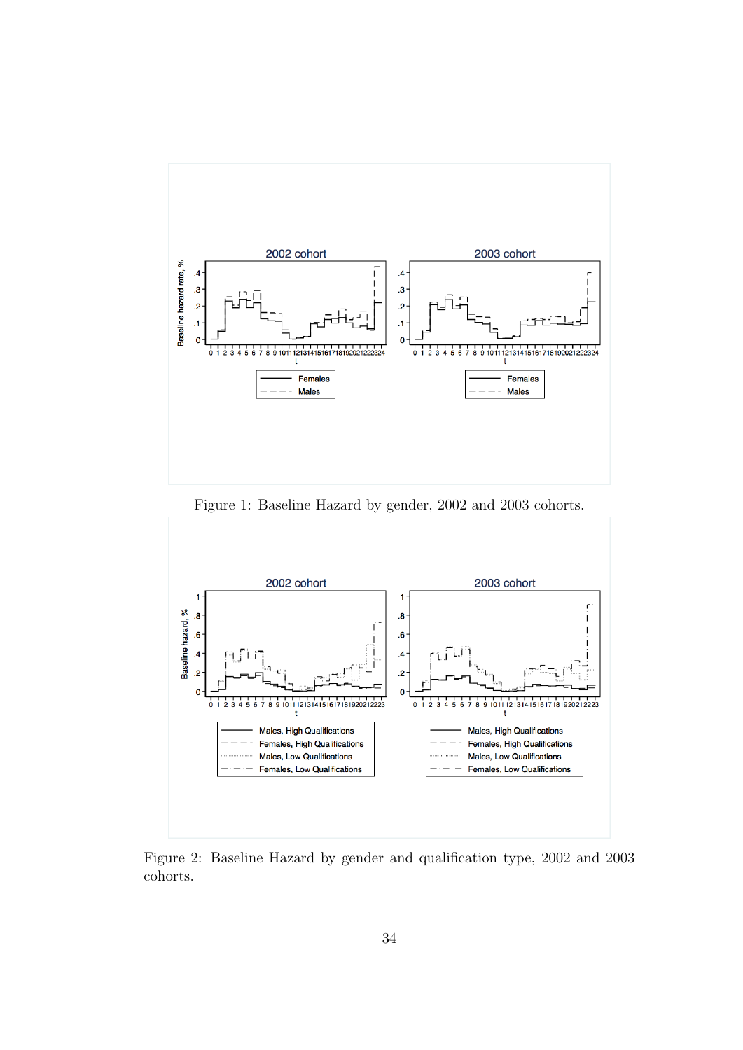Figure 1: Baseline Hazard by gender, 2002 and 2003 cohorts.

Figure 2: Baseline Hazard by gender and qualification type, 2002 and 2003 cohorts.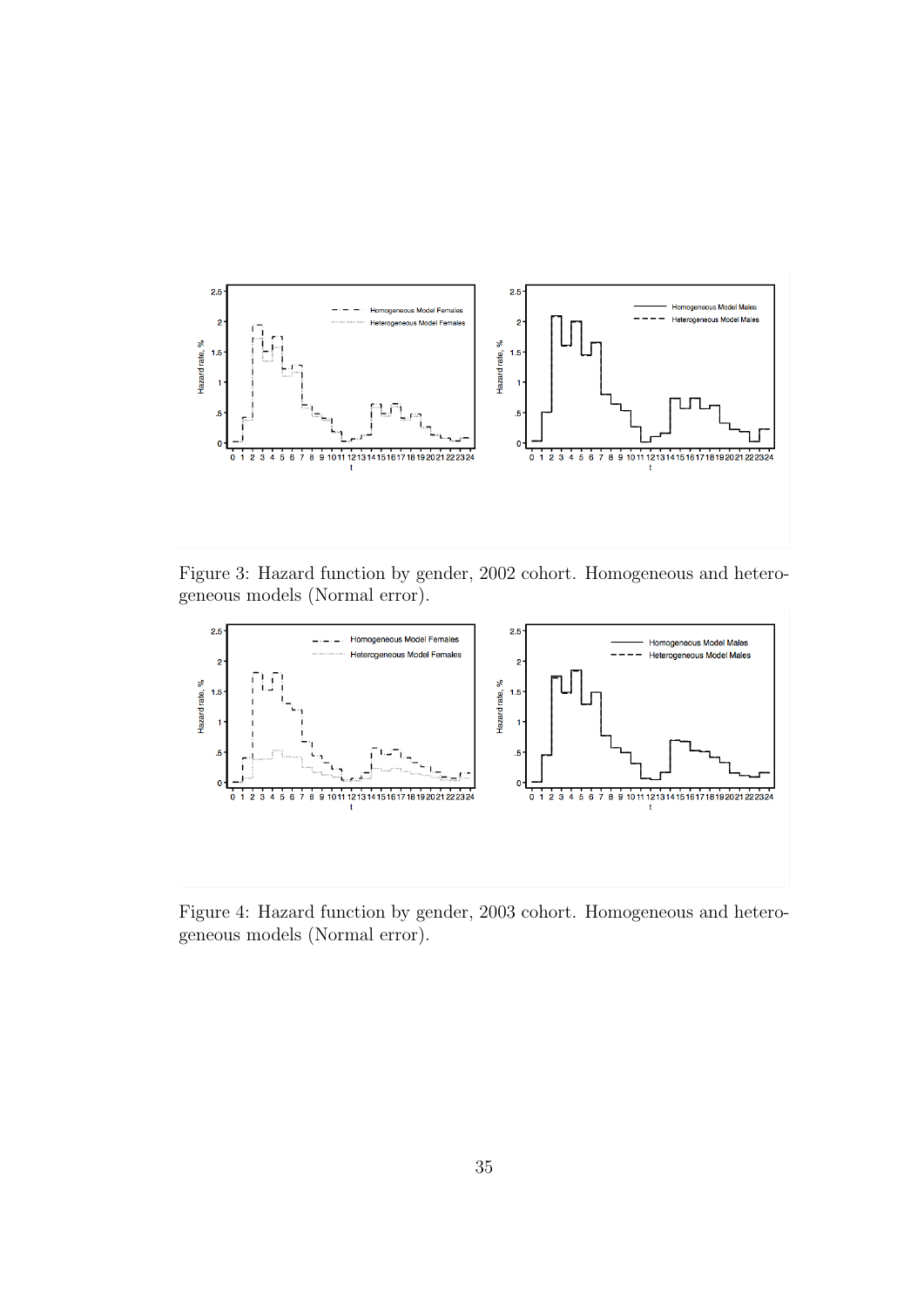Figure 3: Hazard function by gender, 2002 cohort. Homogeneous and heterogeneous models (Normal error).

Figure 4: Hazard function by gender, 2003 cohort. Homogeneous and heterogeneous models (Normal error).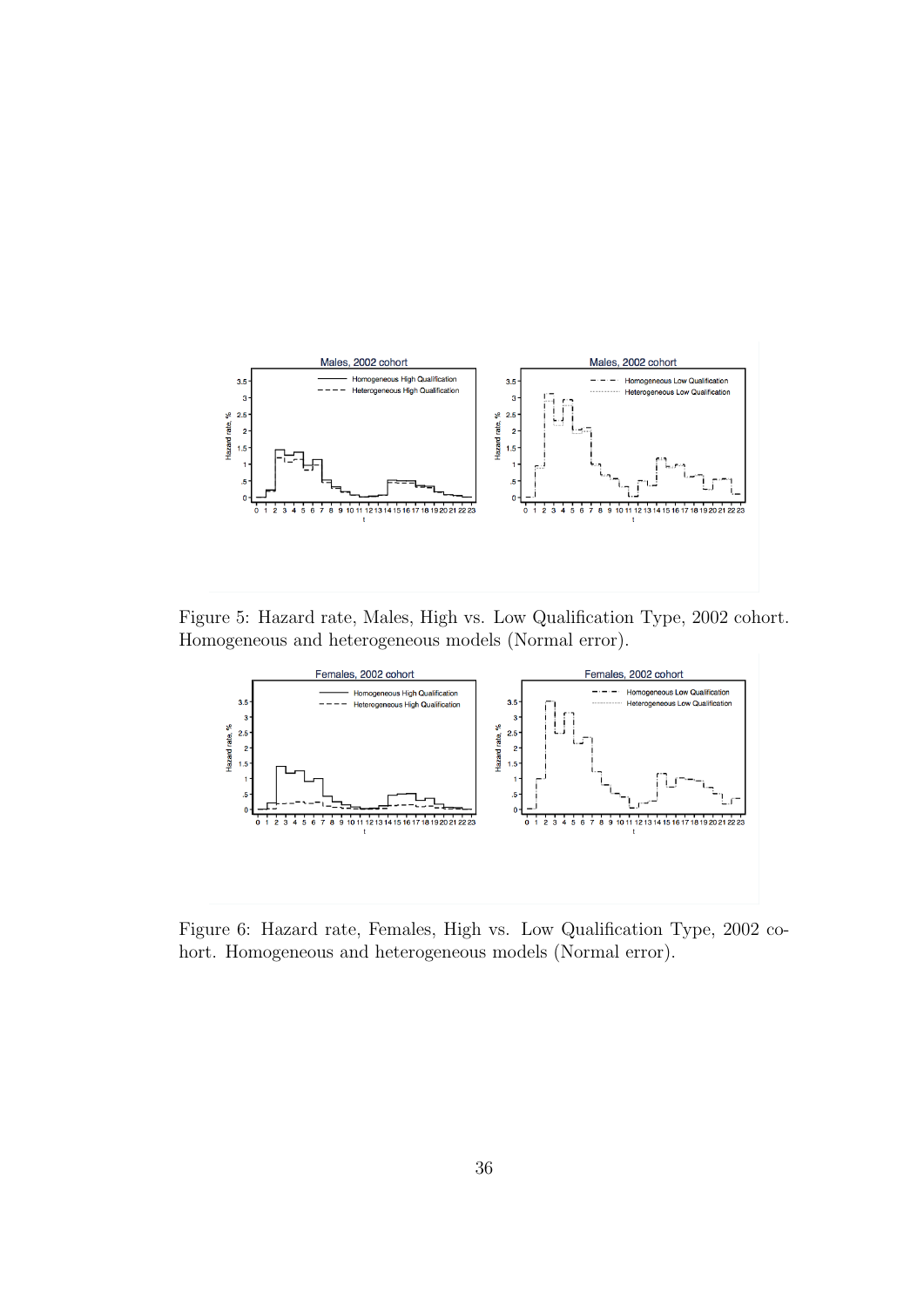Figure 5: Hazard rate, Males, High vs. Low Qualification Type, 2002 cohort. Homogeneous and heterogeneous models (Normal error).

Figure 6: Hazard rate, Females, High vs. Low Qualification Type, 2002 cohort. Homogeneous and heterogeneous models (Normal error).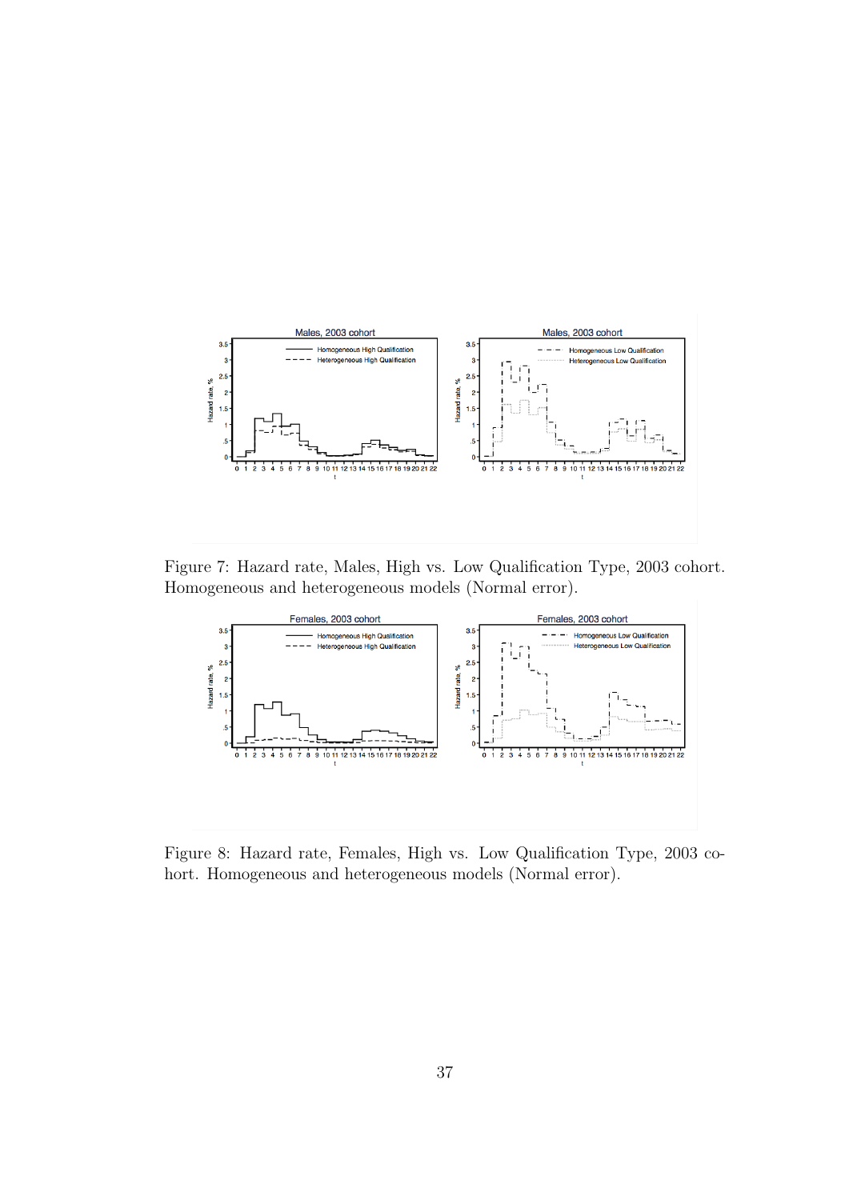Males, 2003 cohort

Homogeneous High Qualification
Heterogeneous High Qualification

Hazard rate, %

0 .5 1 1.5 2 2.5 3 3.5

0 1 2 3 4 5 6 7 8 9 10 11 12 13 14 15 16 17 18 19 20 21 22

t

Males, 2003 cohort

Homogeneous Low Qualification
Heterogeneous Low Qualification

Hazard rate, %

0 .5 1 1.5 2 2.5 3 3.5

0 1 2 3 4 5 6 7 8 9 10 11 12 13 14 15 16 17 18 19 20 21 22

t

Figure 7: Hazard rate, Males, High vs. Low Qualification Type, 2003 cohort. Homogeneous and heterogeneous models (Normal error).

Females, 2003 cohort

Homogeneous High Qualification
Heterogeneous High Qualification

Hazard rate, %

0 .5 1 1.5 2 2.5 3 3.5

0 1 2 3 4 5 6 7 8 9 10 11 12 13 14 15 16 17 18 19 20 21 22

t

Females, 2003 cohort

Homogeneous Low Qualification
Heterogeneous Low Qualification

Hazard rate, %

0 .5 1 1.5 2 2.5 3 3.5

0 1 2 3 4 5 6 7 8 9 10 11 12 13 14 15 16 17 18 19 20 21 22

t

Figure 8: Hazard rate, Females, High vs. Low Qualification Type, 2003 cohort. Homogeneous and heterogeneous models (Normal error).